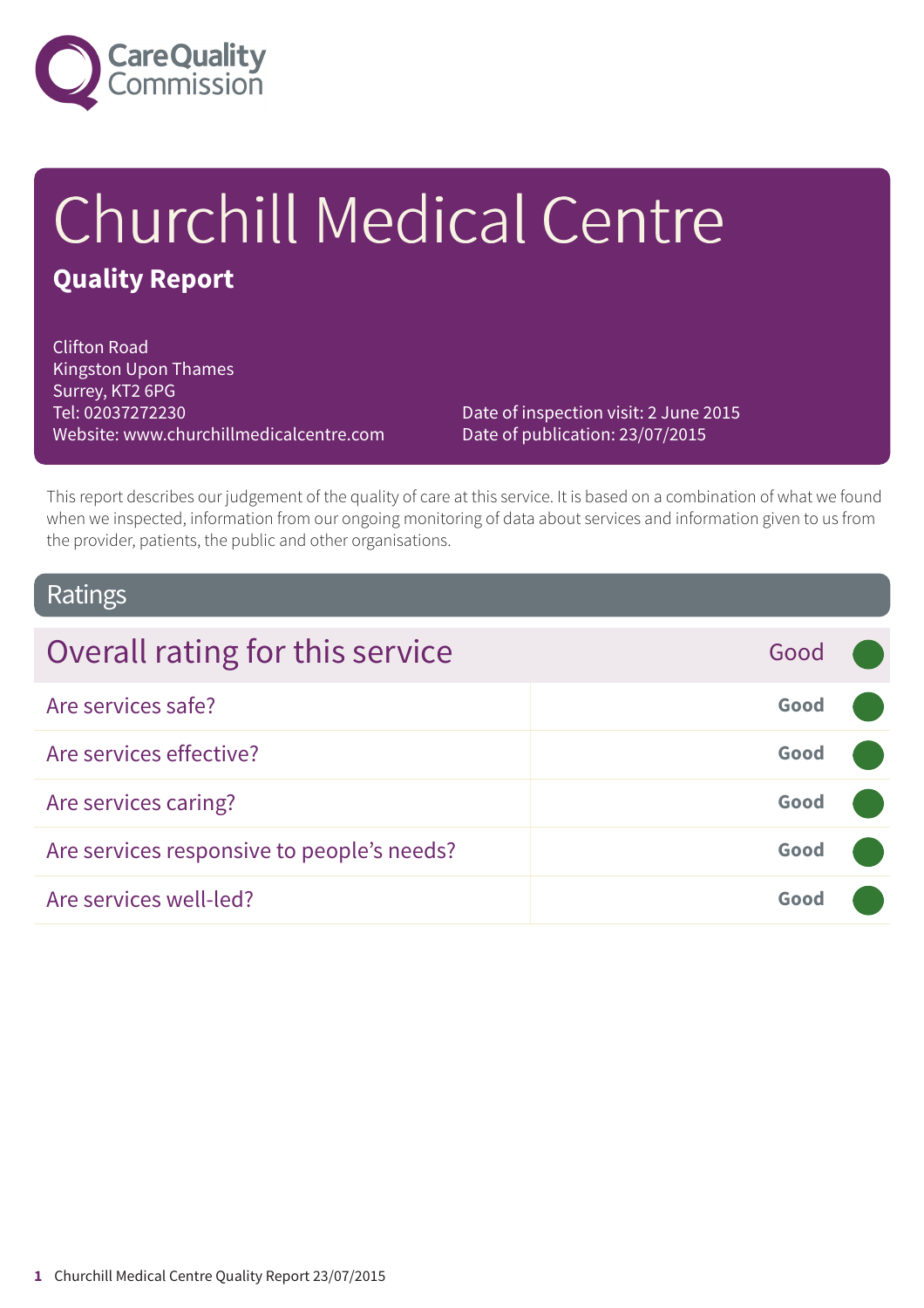Care Quality Commission

# Churchill Medical Centre

## Quality Report

Clifton Road
Kingston Upon Thames
Surrey, KT2 6PG
Tel: 02037272230
Website: www.churchillmedicalcentre.com

Date of inspection visit: 2 June 2015
Date of publication: 23/07/2015

This report describes our judgement of the quality of care at this service. It is based on a combination of what we found when we inspected, information from our ongoing monitoring of data about services and information given to us from the provider, patients, the public and other organisations.

## Ratings

| Overall rating for this service | Good |
|---|---|
| Are services safe? | Good |
| Are services effective? | Good |
| Are services caring? | Good |
| Are services responsive to people's needs? | Good |
| Are services well-led? | Good |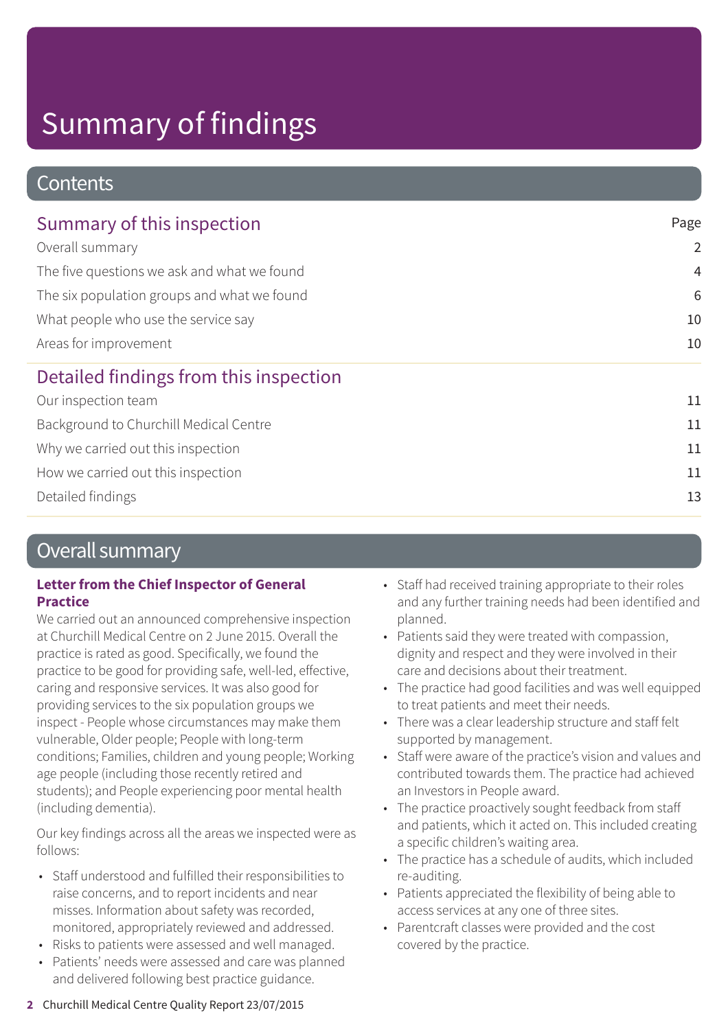# Summary of findings

## Contents

| Summary of this inspection | Page |
|---|---|
| Overall summary | 2 |
| The five questions we ask and what we found | 4 |
| The six population groups and what we found | 6 |
| What people who use the service say | 10 |
| Areas for improvement | 10 |

| Detailed findings from this inspection | |
|---|---|
| Our inspection team | 11 |
| Background to Churchill Medical Centre | 11 |
| Why we carried out this inspection | 11 |
| How we carried out this inspection | 11 |
| Detailed findings | 13 |

## Overall summary

**Letter from the Chief Inspector of General Practice**

We carried out an announced comprehensive inspection at Churchill Medical Centre on 2 June 2015. Overall the practice is rated as good. Specifically, we found the practice to be good for providing safe, well-led, effective, caring and responsive services. It was also good for providing services to the six population groups we inspect - People whose circumstances may make them vulnerable, Older people; People with long-term conditions; Families, children and young people; Working age people (including those recently retired and students); and People experiencing poor mental health (including dementia).

Our key findings across all the areas we inspected were as follows:

- Staff understood and fulfilled their responsibilities to raise concerns, and to report incidents and near misses. Information about safety was recorded, monitored, appropriately reviewed and addressed.
- Risks to patients were assessed and well managed.
- Patients' needs were assessed and care was planned and delivered following best practice guidance.
- Staff had received training appropriate to their roles and any further training needs had been identified and planned.
- Patients said they were treated with compassion, dignity and respect and they were involved in their care and decisions about their treatment.
- The practice had good facilities and was well equipped to treat patients and meet their needs.
- There was a clear leadership structure and staff felt supported by management.
- Staff were aware of the practice's vision and values and contributed towards them. The practice had achieved an Investors in People award.
- The practice proactively sought feedback from staff and patients, which it acted on. This included creating a specific children's waiting area.
- The practice has a schedule of audits, which included re-auditing.
- Patients appreciated the flexibility of being able to access services at any one of three sites.
- Parentcraft classes were provided and the cost covered by the practice.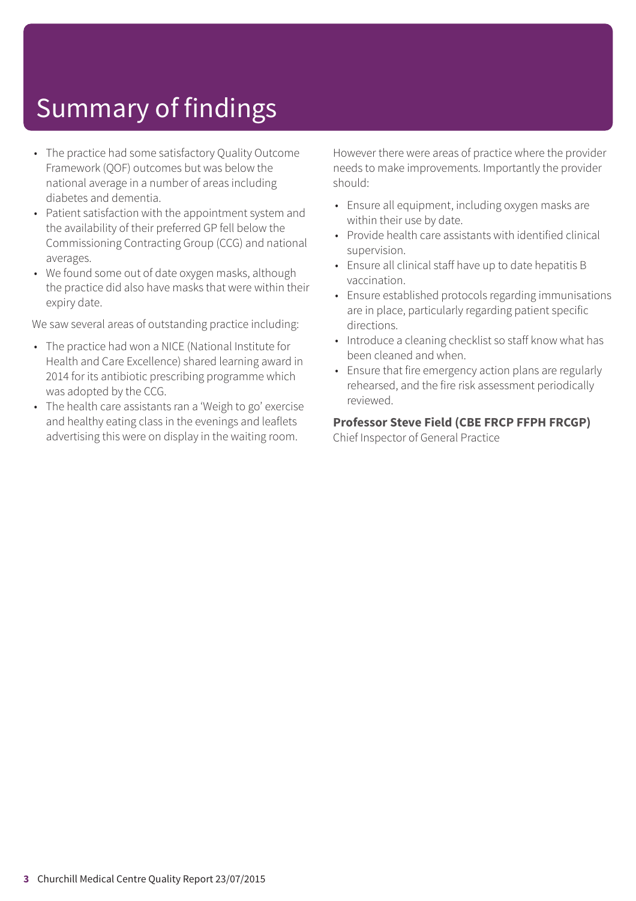# Summary of findings

- The practice had some satisfactory Quality Outcome Framework (QOF) outcomes but was below the national average in a number of areas including diabetes and dementia.
- Patient satisfaction with the appointment system and the availability of their preferred GP fell below the Commissioning Contracting Group (CCG) and national averages.
- We found some out of date oxygen masks, although the practice did also have masks that were within their expiry date.

We saw several areas of outstanding practice including:

- The practice had won a NICE (National Institute for Health and Care Excellence) shared learning award in 2014 for its antibiotic prescribing programme which was adopted by the CCG.
- The health care assistants ran a 'Weigh to go' exercise and healthy eating class in the evenings and leaflets advertising this were on display in the waiting room.

However there were areas of practice where the provider needs to make improvements. Importantly the provider should:

- Ensure all equipment, including oxygen masks are within their use by date.
- Provide health care assistants with identified clinical supervision.
- Ensure all clinical staff have up to date hepatitis B vaccination.
- Ensure established protocols regarding immunisations are in place, particularly regarding patient specific directions.
- Introduce a cleaning checklist so staff know what has been cleaned and when.
- Ensure that fire emergency action plans are regularly rehearsed, and the fire risk assessment periodically reviewed.

**Professor Steve Field (CBE FRCP FFPH FRCGP)**
Chief Inspector of General Practice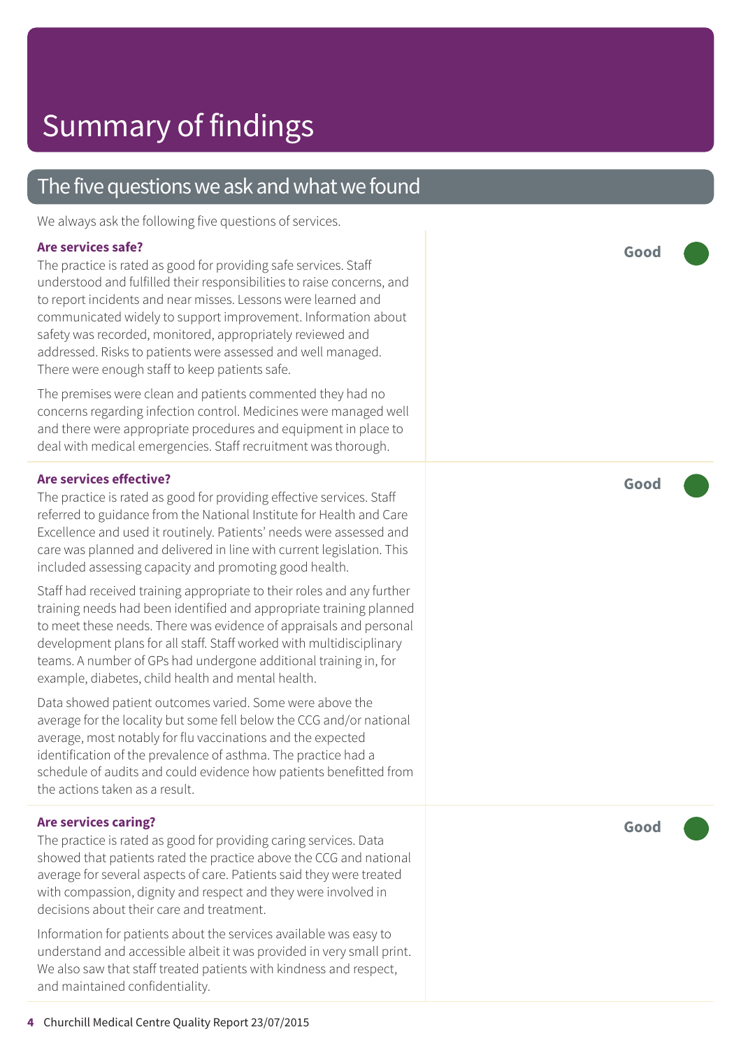# Summary of findings

## The five questions we ask and what we found

We always ask the following five questions of services.

### Are services safe?

**Good**

The practice is rated as good for providing safe services. Staff understood and fulfilled their responsibilities to raise concerns, and to report incidents and near misses. Lessons were learned and communicated widely to support improvement. Information about safety was recorded, monitored, appropriately reviewed and addressed. Risks to patients were assessed and well managed. There were enough staff to keep patients safe.

The premises were clean and patients commented they had no concerns regarding infection control. Medicines were managed well and there were appropriate procedures and equipment in place to deal with medical emergencies. Staff recruitment was thorough.

### Are services effective?

**Good**

The practice is rated as good for providing effective services. Staff referred to guidance from the National Institute for Health and Care Excellence and used it routinely. Patients' needs were assessed and care was planned and delivered in line with current legislation. This included assessing capacity and promoting good health.

Staff had received training appropriate to their roles and any further training needs had been identified and appropriate training planned to meet these needs. There was evidence of appraisals and personal development plans for all staff. Staff worked with multidisciplinary teams. A number of GPs had undergone additional training in, for example, diabetes, child health and mental health.

Data showed patient outcomes varied. Some were above the average for the locality but some fell below the CCG and/or national average, most notably for flu vaccinations and the expected identification of the prevalence of asthma. The practice had a schedule of audits and could evidence how patients benefitted from the actions taken as a result.

### Are services caring?

**Good**

The practice is rated as good for providing caring services. Data showed that patients rated the practice above the CCG and national average for several aspects of care. Patients said they were treated with compassion, dignity and respect and they were involved in decisions about their care and treatment.

Information for patients about the services available was easy to understand and accessible albeit it was provided in very small print. We also saw that staff treated patients with kindness and respect, and maintained confidentiality.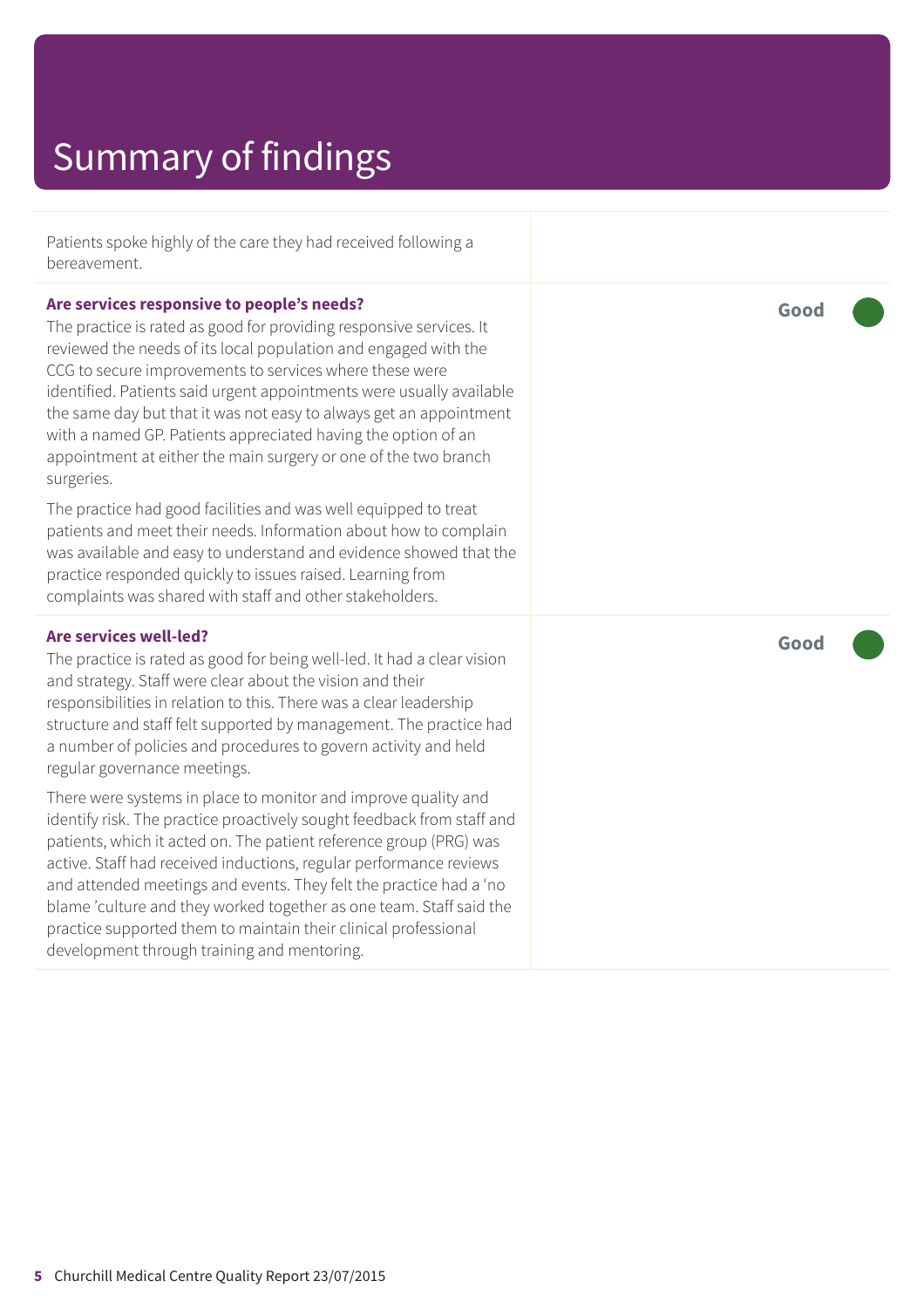# Summary of findings

Patients spoke highly of the care they had received following a bereavement.

**Are services responsive to people's needs?**

The practice is rated as good for providing responsive services. It reviewed the needs of its local population and engaged with the CCG to secure improvements to services where these were identified. Patients said urgent appointments were usually available the same day but that it was not easy to always get an appointment with a named GP. Patients appreciated having the option of an appointment at either the main surgery or one of the two branch surgeries.

The practice had good facilities and was well equipped to treat patients and meet their needs. Information about how to complain was available and easy to understand and evidence showed that the practice responded quickly to issues raised. Learning from complaints was shared with staff and other stakeholders.

**Good**

**Are services well-led?**

The practice is rated as good for being well-led. It had a clear vision and strategy. Staff were clear about the vision and their responsibilities in relation to this. There was a clear leadership structure and staff felt supported by management. The practice had a number of policies and procedures to govern activity and held regular governance meetings.

There were systems in place to monitor and improve quality and identify risk. The practice proactively sought feedback from staff and patients, which it acted on. The patient reference group (PRG) was active. Staff had received inductions, regular performance reviews and attended meetings and events. They felt the practice had a 'no blame 'culture and they worked together as one team. Staff said the practice supported them to maintain their clinical professional development through training and mentoring.

**Good**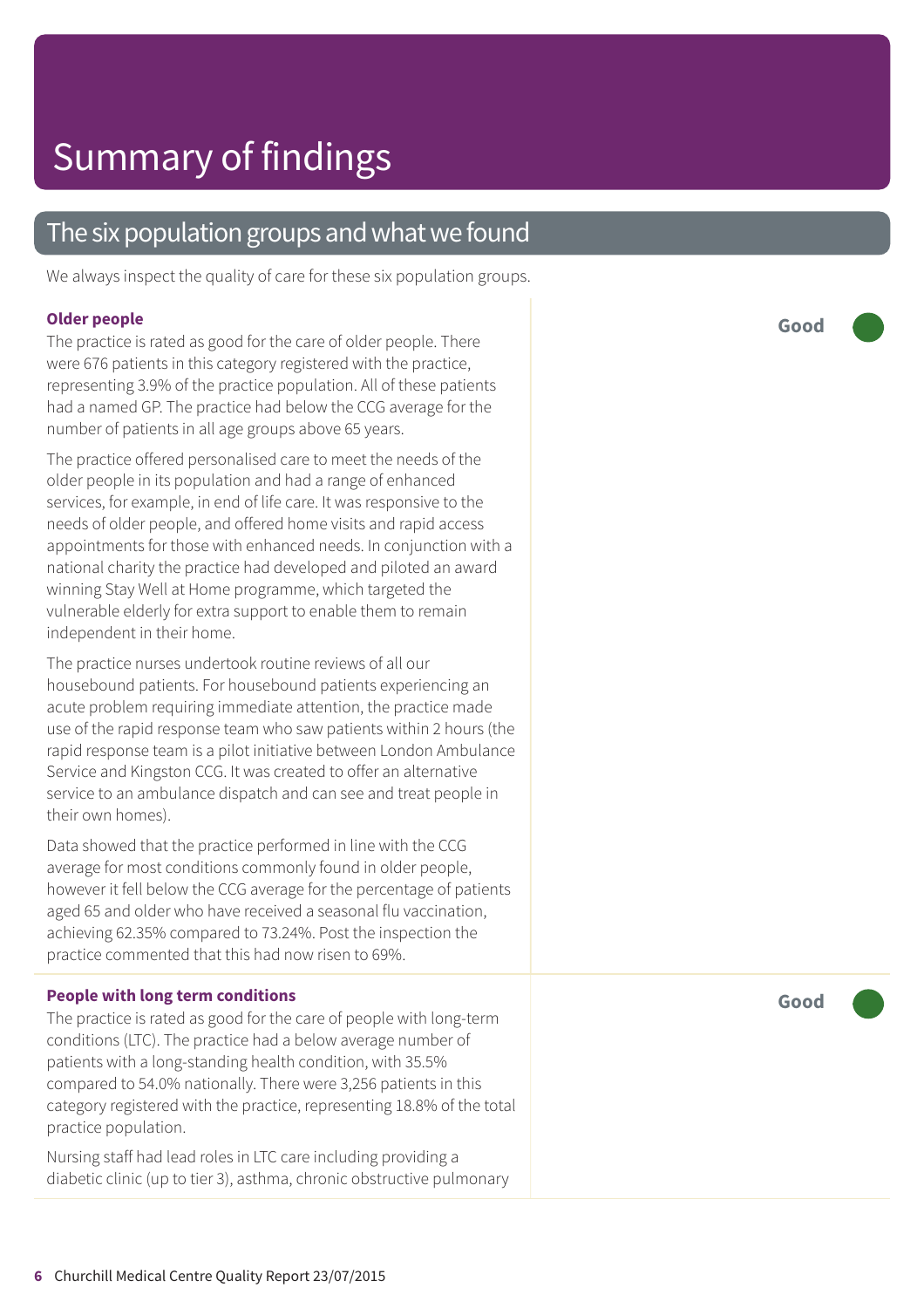# Summary of findings

## The six population groups and what we found

We always inspect the quality of care for these six population groups.

### Older people

**Good**

The practice is rated as good for the care of older people. There were 676 patients in this category registered with the practice, representing 3.9% of the practice population. All of these patients had a named GP. The practice had below the CCG average for the number of patients in all age groups above 65 years.

The practice offered personalised care to meet the needs of the older people in its population and had a range of enhanced services, for example, in end of life care. It was responsive to the needs of older people, and offered home visits and rapid access appointments for those with enhanced needs. In conjunction with a national charity the practice had developed and piloted an award winning Stay Well at Home programme, which targeted the vulnerable elderly for extra support to enable them to remain independent in their home.

The practice nurses undertook routine reviews of all our housebound patients. For housebound patients experiencing an acute problem requiring immediate attention, the practice made use of the rapid response team who saw patients within 2 hours (the rapid response team is a pilot initiative between London Ambulance Service and Kingston CCG. It was created to offer an alternative service to an ambulance dispatch and can see and treat people in their own homes).

Data showed that the practice performed in line with the CCG average for most conditions commonly found in older people, however it fell below the CCG average for the percentage of patients aged 65 and older who have received a seasonal flu vaccination, achieving 62.35% compared to 73.24%. Post the inspection the practice commented that this had now risen to 69%.

### People with long term conditions

**Good**

The practice is rated as good for the care of people with long-term conditions (LTC). The practice had a below average number of patients with a long-standing health condition, with 35.5% compared to 54.0% nationally. There were 3,256 patients in this category registered with the practice, representing 18.8% of the total practice population.

Nursing staff had lead roles in LTC care including providing a diabetic clinic (up to tier 3), asthma, chronic obstructive pulmonary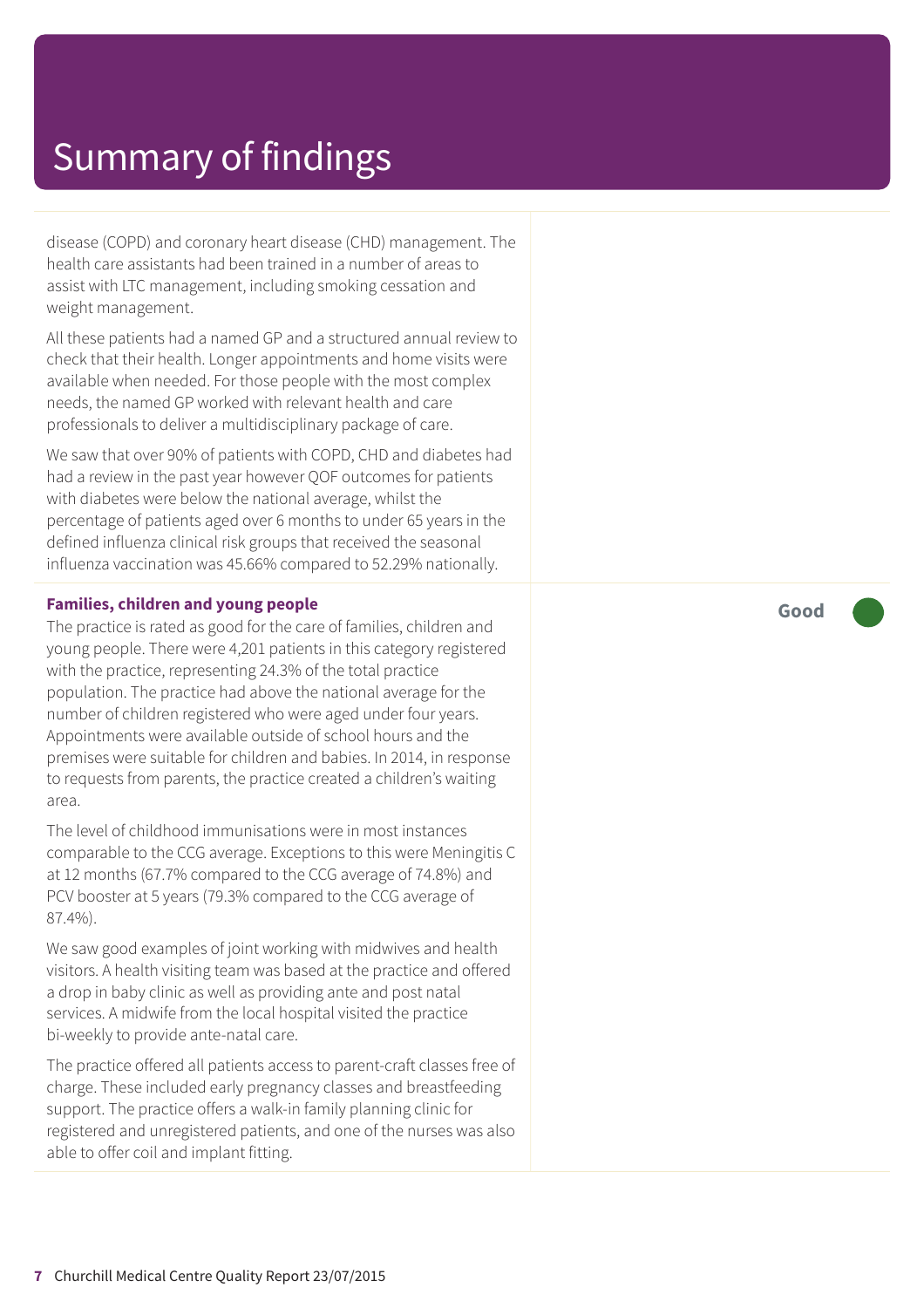# Summary of findings

disease (COPD) and coronary heart disease (CHD) management. The health care assistants had been trained in a number of areas to assist with LTC management, including smoking cessation and weight management.

All these patients had a named GP and a structured annual review to check that their health. Longer appointments and home visits were available when needed. For those people with the most complex needs, the named GP worked with relevant health and care professionals to deliver a multidisciplinary package of care.

We saw that over 90% of patients with COPD, CHD and diabetes had had a review in the past year however QOF outcomes for patients with diabetes were below the national average, whilst the percentage of patients aged over 6 months to under 65 years in the defined influenza clinical risk groups that received the seasonal influenza vaccination was 45.66% compared to 52.29% nationally.

**Families, children and young people** — **Good**

The practice is rated as good for the care of families, children and young people. There were 4,201 patients in this category registered with the practice, representing 24.3% of the total practice population. The practice had above the national average for the number of children registered who were aged under four years. Appointments were available outside of school hours and the premises were suitable for children and babies. In 2014, in response to requests from parents, the practice created a children's waiting area.

The level of childhood immunisations were in most instances comparable to the CCG average. Exceptions to this were Meningitis C at 12 months (67.7% compared to the CCG average of 74.8%) and PCV booster at 5 years (79.3% compared to the CCG average of 87.4%).

We saw good examples of joint working with midwives and health visitors. A health visiting team was based at the practice and offered a drop in baby clinic as well as providing ante and post natal services. A midwife from the local hospital visited the practice bi-weekly to provide ante-natal care.

The practice offered all patients access to parent-craft classes free of charge. These included early pregnancy classes and breastfeeding support. The practice offers a walk-in family planning clinic for registered and unregistered patients, and one of the nurses was also able to offer coil and implant fitting.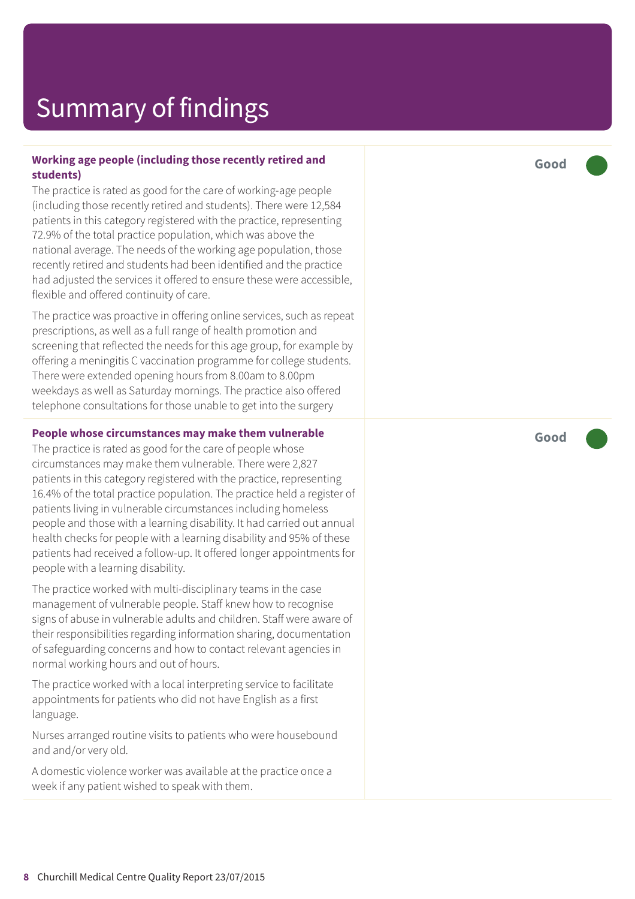# Summary of findings

### Working age people (including those recently retired and students)

**Good**

The practice is rated as good for the care of working-age people (including those recently retired and students). There were 12,584 patients in this category registered with the practice, representing 72.9% of the total practice population, which was above the national average. The needs of the working age population, those recently retired and students had been identified and the practice had adjusted the services it offered to ensure these were accessible, flexible and offered continuity of care.

The practice was proactive in offering online services, such as repeat prescriptions, as well as a full range of health promotion and screening that reflected the needs for this age group, for example by offering a meningitis C vaccination programme for college students. There were extended opening hours from 8.00am to 8.00pm weekdays as well as Saturday mornings. The practice also offered telephone consultations for those unable to get into the surgery

### People whose circumstances may make them vulnerable

**Good**

The practice is rated as good for the care of people whose circumstances may make them vulnerable. There were 2,827 patients in this category registered with the practice, representing 16.4% of the total practice population. The practice held a register of patients living in vulnerable circumstances including homeless people and those with a learning disability. It had carried out annual health checks for people with a learning disability and 95% of these patients had received a follow-up. It offered longer appointments for people with a learning disability.

The practice worked with multi-disciplinary teams in the case management of vulnerable people. Staff knew how to recognise signs of abuse in vulnerable adults and children. Staff were aware of their responsibilities regarding information sharing, documentation of safeguarding concerns and how to contact relevant agencies in normal working hours and out of hours.

The practice worked with a local interpreting service to facilitate appointments for patients who did not have English as a first language.

Nurses arranged routine visits to patients who were housebound and and/or very old.

A domestic violence worker was available at the practice once a week if any patient wished to speak with them.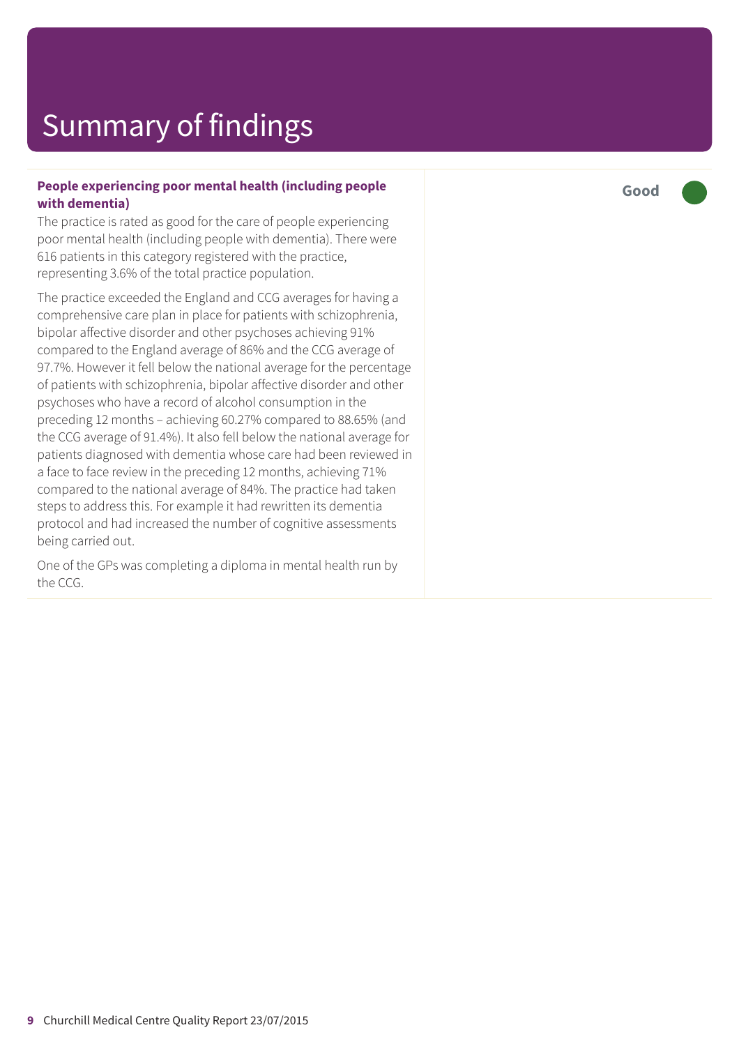# Summary of findings

**People experiencing poor mental health (including people with dementia)**

**Good**

The practice is rated as good for the care of people experiencing poor mental health (including people with dementia). There were 616 patients in this category registered with the practice, representing 3.6% of the total practice population.

The practice exceeded the England and CCG averages for having a comprehensive care plan in place for patients with schizophrenia, bipolar affective disorder and other psychoses achieving 91% compared to the England average of 86% and the CCG average of 97.7%. However it fell below the national average for the percentage of patients with schizophrenia, bipolar affective disorder and other psychoses who have a record of alcohol consumption in the preceding 12 months – achieving 60.27% compared to 88.65% (and the CCG average of 91.4%). It also fell below the national average for patients diagnosed with dementia whose care had been reviewed in a face to face review in the preceding 12 months, achieving 71% compared to the national average of 84%. The practice had taken steps to address this. For example it had rewritten its dementia protocol and had increased the number of cognitive assessments being carried out.

One of the GPs was completing a diploma in mental health run by the CCG.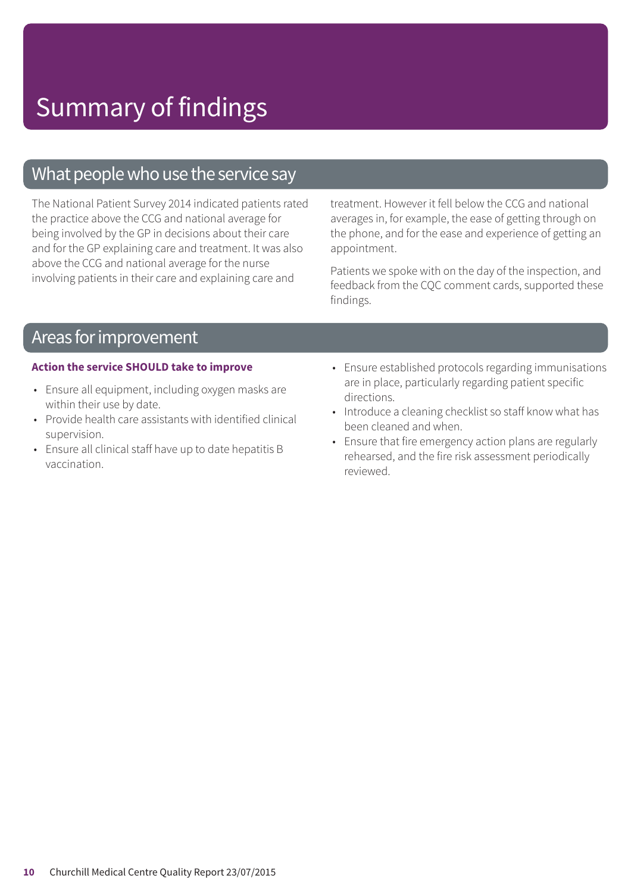# Summary of findings

## What people who use the service say

The National Patient Survey 2014 indicated patients rated the practice above the CCG and national average for being involved by the GP in decisions about their care and for the GP explaining care and treatment. It was also above the CCG and national average for the nurse involving patients in their care and explaining care and treatment. However it fell below the CCG and national averages in, for example, the ease of getting through on the phone, and for the ease and experience of getting an appointment.

Patients we spoke with on the day of the inspection, and feedback from the CQC comment cards, supported these findings.

## Areas for improvement

**Action the service SHOULD take to improve**

- Ensure all equipment, including oxygen masks are within their use by date.
- Provide health care assistants with identified clinical supervision.
- Ensure all clinical staff have up to date hepatitis B vaccination.
- Ensure established protocols regarding immunisations are in place, particularly regarding patient specific directions.
- Introduce a cleaning checklist so staff know what has been cleaned and when.
- Ensure that fire emergency action plans are regularly rehearsed, and the fire risk assessment periodically reviewed.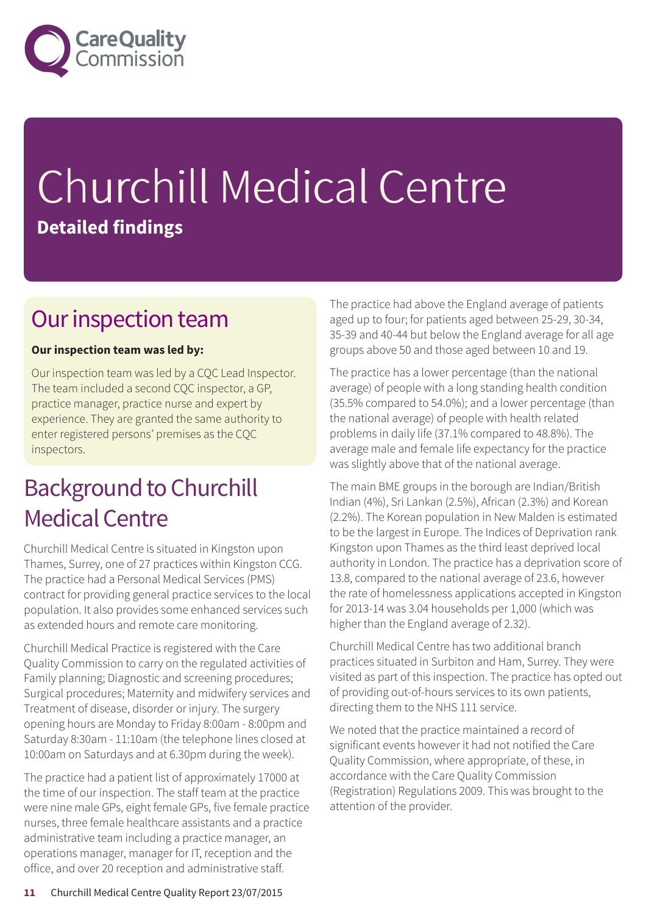# Churchill Medical Centre

**Detailed findings**

## Our inspection team

**Our inspection team was led by:**

Our inspection team was led by a CQC Lead Inspector. The team included a second CQC inspector, a GP, practice manager, practice nurse and expert by experience. They are granted the same authority to enter registered persons' premises as the CQC inspectors.

## Background to Churchill Medical Centre

Churchill Medical Centre is situated in Kingston upon Thames, Surrey, one of 27 practices within Kingston CCG. The practice had a Personal Medical Services (PMS) contract for providing general practice services to the local population. It also provides some enhanced services such as extended hours and remote care monitoring.

Churchill Medical Practice is registered with the Care Quality Commission to carry on the regulated activities of Family planning; Diagnostic and screening procedures; Surgical procedures; Maternity and midwifery services and Treatment of disease, disorder or injury. The surgery opening hours are Monday to Friday 8:00am - 8:00pm and Saturday 8:30am - 11:10am (the telephone lines closed at 10:00am on Saturdays and at 6.30pm during the week).

The practice had a patient list of approximately 17000 at the time of our inspection. The staff team at the practice were nine male GPs, eight female GPs, five female practice nurses, three female healthcare assistants and a practice administrative team including a practice manager, an operations manager, manager for IT, reception and the office, and over 20 reception and administrative staff.

The practice had above the England average of patients aged up to four; for patients aged between 25-29, 30-34, 35-39 and 40-44 but below the England average for all age groups above 50 and those aged between 10 and 19.

The practice has a lower percentage (than the national average) of people with a long standing health condition (35.5% compared to 54.0%); and a lower percentage (than the national average) of people with health related problems in daily life (37.1% compared to 48.8%). The average male and female life expectancy for the practice was slightly above that of the national average.

The main BME groups in the borough are Indian/British Indian (4%), Sri Lankan (2.5%), African (2.3%) and Korean (2.2%). The Korean population in New Malden is estimated to be the largest in Europe. The Indices of Deprivation rank Kingston upon Thames as the third least deprived local authority in London. The practice has a deprivation score of 13.8, compared to the national average of 23.6, however the rate of homelessness applications accepted in Kingston for 2013-14 was 3.04 households per 1,000 (which was higher than the England average of 2.32).

Churchill Medical Centre has two additional branch practices situated in Surbiton and Ham, Surrey. They were visited as part of this inspection. The practice has opted out of providing out-of-hours services to its own patients, directing them to the NHS 111 service.

We noted that the practice maintained a record of significant events however it had not notified the Care Quality Commission, where appropriate, of these, in accordance with the Care Quality Commission (Registration) Regulations 2009. This was brought to the attention of the provider.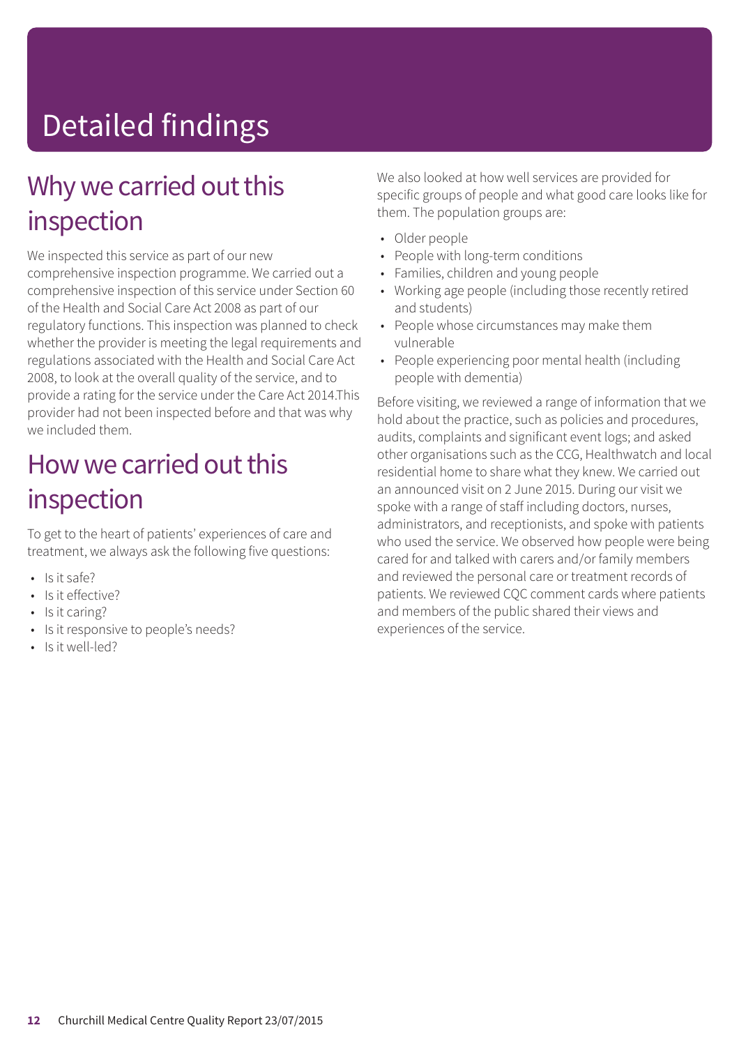# Detailed findings

## Why we carried out this inspection

We inspected this service as part of our new comprehensive inspection programme. We carried out a comprehensive inspection of this service under Section 60 of the Health and Social Care Act 2008 as part of our regulatory functions. This inspection was planned to check whether the provider is meeting the legal requirements and regulations associated with the Health and Social Care Act 2008, to look at the overall quality of the service, and to provide a rating for the service under the Care Act 2014.This provider had not been inspected before and that was why we included them.

## How we carried out this inspection

To get to the heart of patients' experiences of care and treatment, we always ask the following five questions:

- Is it safe?
- Is it effective?
- Is it caring?
- Is it responsive to people's needs?
- Is it well-led?

We also looked at how well services are provided for specific groups of people and what good care looks like for them. The population groups are:

- Older people
- People with long-term conditions
- Families, children and young people
- Working age people (including those recently retired and students)
- People whose circumstances may make them vulnerable
- People experiencing poor mental health (including people with dementia)

Before visiting, we reviewed a range of information that we hold about the practice, such as policies and procedures, audits, complaints and significant event logs; and asked other organisations such as the CCG, Healthwatch and local residential home to share what they knew. We carried out an announced visit on 2 June 2015. During our visit we spoke with a range of staff including doctors, nurses, administrators, and receptionists, and spoke with patients who used the service. We observed how people were being cared for and talked with carers and/or family members and reviewed the personal care or treatment records of patients. We reviewed CQC comment cards where patients and members of the public shared their views and experiences of the service.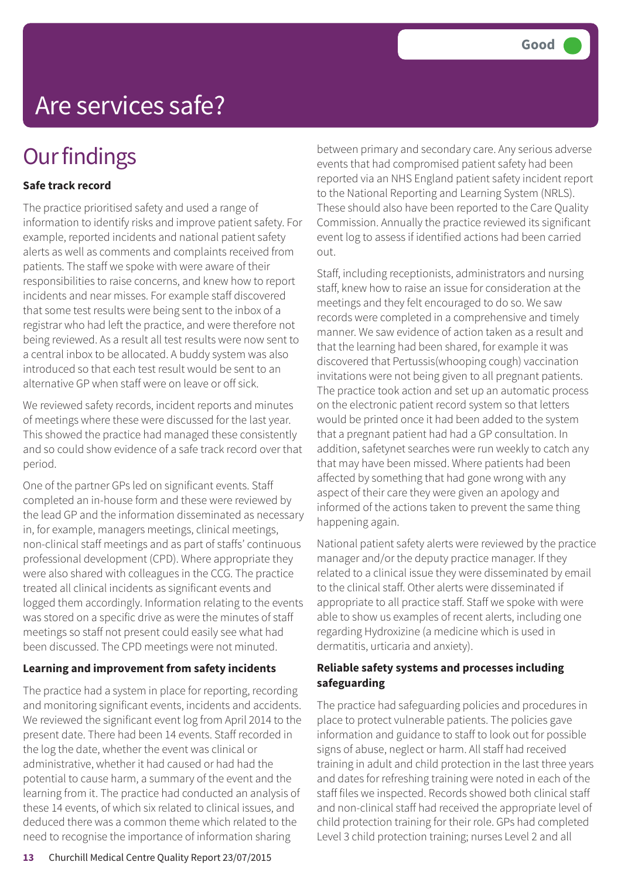Good

# Are services safe?

## Our findings

**Safe track record**

The practice prioritised safety and used a range of information to identify risks and improve patient safety. For example, reported incidents and national patient safety alerts as well as comments and complaints received from patients. The staff we spoke with were aware of their responsibilities to raise concerns, and knew how to report incidents and near misses. For example staff discovered that some test results were being sent to the inbox of a registrar who had left the practice, and were therefore not being reviewed. As a result all test results were now sent to a central inbox to be allocated. A buddy system was also introduced so that each test result would be sent to an alternative GP when staff were on leave or off sick.

We reviewed safety records, incident reports and minutes of meetings where these were discussed for the last year. This showed the practice had managed these consistently and so could show evidence of a safe track record over that period.

One of the partner GPs led on significant events. Staff completed an in-house form and these were reviewed by the lead GP and the information disseminated as necessary in, for example, managers meetings, clinical meetings, non-clinical staff meetings and as part of staffs' continuous professional development (CPD). Where appropriate they were also shared with colleagues in the CCG. The practice treated all clinical incidents as significant events and logged them accordingly. Information relating to the events was stored on a specific drive as were the minutes of staff meetings so staff not present could easily see what had been discussed. The CPD meetings were not minuted.

**Learning and improvement from safety incidents**

The practice had a system in place for reporting, recording and monitoring significant events, incidents and accidents. We reviewed the significant event log from April 2014 to the present date. There had been 14 events. Staff recorded in the log the date, whether the event was clinical or administrative, whether it had caused or had had the potential to cause harm, a summary of the event and the learning from it. The practice had conducted an analysis of these 14 events, of which six related to clinical issues, and deduced there was a common theme which related to the need to recognise the importance of information sharing between primary and secondary care. Any serious adverse events that had compromised patient safety had been reported via an NHS England patient safety incident report to the National Reporting and Learning System (NRLS). These should also have been reported to the Care Quality Commission. Annually the practice reviewed its significant event log to assess if identified actions had been carried out.

Staff, including receptionists, administrators and nursing staff, knew how to raise an issue for consideration at the meetings and they felt encouraged to do so. We saw records were completed in a comprehensive and timely manner. We saw evidence of action taken as a result and that the learning had been shared, for example it was discovered that Pertussis(whooping cough) vaccination invitations were not being given to all pregnant patients. The practice took action and set up an automatic process on the electronic patient record system so that letters would be printed once it had been added to the system that a pregnant patient had had a GP consultation. In addition, safetynet searches were run weekly to catch any that may have been missed. Where patients had been affected by something that had gone wrong with any aspect of their care they were given an apology and informed of the actions taken to prevent the same thing happening again.

National patient safety alerts were reviewed by the practice manager and/or the deputy practice manager. If they related to a clinical issue they were disseminated by email to the clinical staff. Other alerts were disseminated if appropriate to all practice staff. Staff we spoke with were able to show us examples of recent alerts, including one regarding Hydroxizine (a medicine which is used in dermatitis, urticaria and anxiety).

**Reliable safety systems and processes including safeguarding**

The practice had safeguarding policies and procedures in place to protect vulnerable patients. The policies gave information and guidance to staff to look out for possible signs of abuse, neglect or harm. All staff had received training in adult and child protection in the last three years and dates for refreshing training were noted in each of the staff files we inspected. Records showed both clinical staff and non-clinical staff had received the appropriate level of child protection training for their role. GPs had completed Level 3 child protection training; nurses Level 2 and all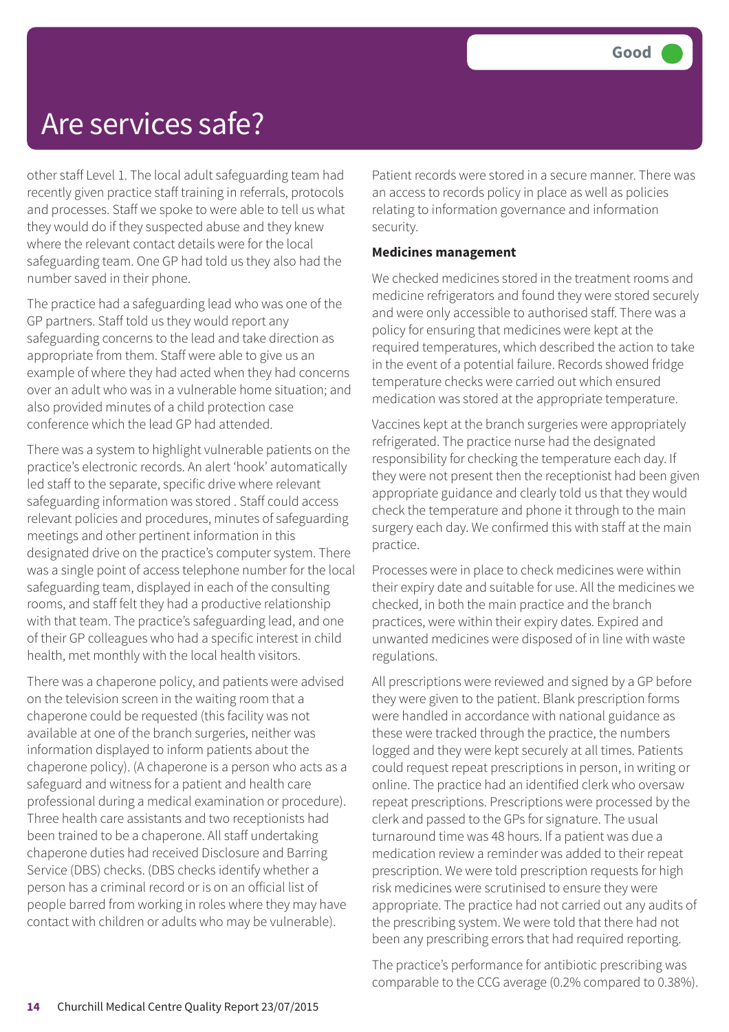# Are services safe?

Good

other staff Level 1. The local adult safeguarding team had recently given practice staff training in referrals, protocols and processes. Staff we spoke to were able to tell us what they would do if they suspected abuse and they knew where the relevant contact details were for the local safeguarding team. One GP had told us they also had the number saved in their phone.

The practice had a safeguarding lead who was one of the GP partners. Staff told us they would report any safeguarding concerns to the lead and take direction as appropriate from them. Staff were able to give us an example of where they had acted when they had concerns over an adult who was in a vulnerable home situation; and also provided minutes of a child protection case conference which the lead GP had attended.

There was a system to highlight vulnerable patients on the practice's electronic records. An alert 'hook' automatically led staff to the separate, specific drive where relevant safeguarding information was stored . Staff could access relevant policies and procedures, minutes of safeguarding meetings and other pertinent information in this designated drive on the practice's computer system. There was a single point of access telephone number for the local safeguarding team, displayed in each of the consulting rooms, and staff felt they had a productive relationship with that team. The practice's safeguarding lead, and one of their GP colleagues who had a specific interest in child health, met monthly with the local health visitors.

There was a chaperone policy, and patients were advised on the television screen in the waiting room that a chaperone could be requested (this facility was not available at one of the branch surgeries, neither was information displayed to inform patients about the chaperone policy). (A chaperone is a person who acts as a safeguard and witness for a patient and health care professional during a medical examination or procedure). Three health care assistants and two receptionists had been trained to be a chaperone. All staff undertaking chaperone duties had received Disclosure and Barring Service (DBS) checks. (DBS checks identify whether a person has a criminal record or is on an official list of people barred from working in roles where they may have contact with children or adults who may be vulnerable).

Patient records were stored in a secure manner. There was an access to records policy in place as well as policies relating to information governance and information security.

**Medicines management**

We checked medicines stored in the treatment rooms and medicine refrigerators and found they were stored securely and were only accessible to authorised staff. There was a policy for ensuring that medicines were kept at the required temperatures, which described the action to take in the event of a potential failure. Records showed fridge temperature checks were carried out which ensured medication was stored at the appropriate temperature.

Vaccines kept at the branch surgeries were appropriately refrigerated. The practice nurse had the designated responsibility for checking the temperature each day. If they were not present then the receptionist had been given appropriate guidance and clearly told us that they would check the temperature and phone it through to the main surgery each day. We confirmed this with staff at the main practice.

Processes were in place to check medicines were within their expiry date and suitable for use. All the medicines we checked, in both the main practice and the branch practices, were within their expiry dates. Expired and unwanted medicines were disposed of in line with waste regulations.

All prescriptions were reviewed and signed by a GP before they were given to the patient. Blank prescription forms were handled in accordance with national guidance as these were tracked through the practice, the numbers logged and they were kept securely at all times. Patients could request repeat prescriptions in person, in writing or online. The practice had an identified clerk who oversaw repeat prescriptions. Prescriptions were processed by the clerk and passed to the GPs for signature. The usual turnaround time was 48 hours. If a patient was due a medication review a reminder was added to their repeat prescription. We were told prescription requests for high risk medicines were scrutinised to ensure they were appropriate. The practice had not carried out any audits of the prescribing system. We were told that there had not been any prescribing errors that had required reporting.

The practice's performance for antibiotic prescribing was comparable to the CCG average (0.2% compared to 0.38%).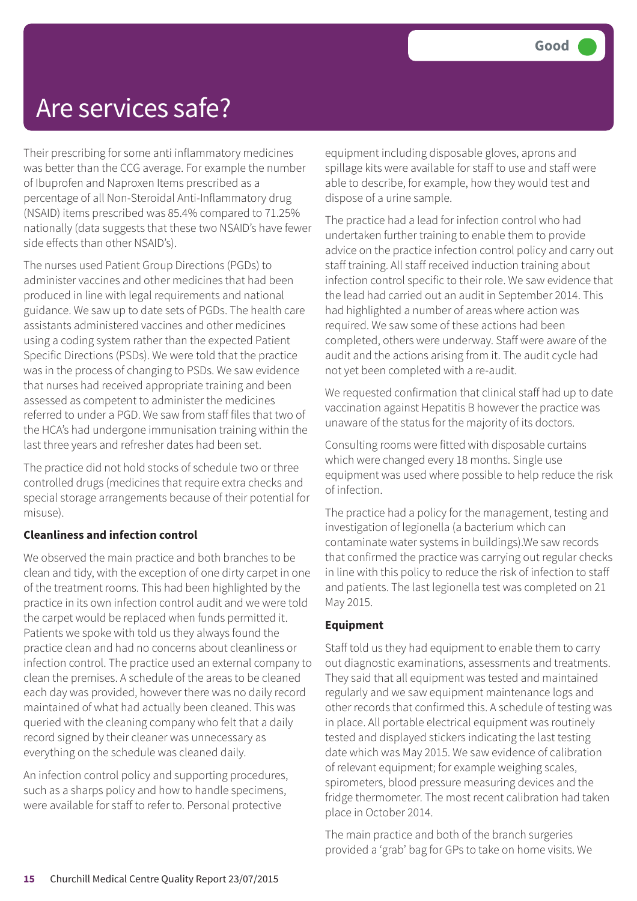Good

# Are services safe?

Their prescribing for some anti inflammatory medicines was better than the CCG average. For example the number of Ibuprofen and Naproxen Items prescribed as a percentage of all Non-Steroidal Anti-Inflammatory drug (NSAID) items prescribed was 85.4% compared to 71.25% nationally (data suggests that these two NSAID's have fewer side effects than other NSAID's).

The nurses used Patient Group Directions (PGDs) to administer vaccines and other medicines that had been produced in line with legal requirements and national guidance. We saw up to date sets of PGDs. The health care assistants administered vaccines and other medicines using a coding system rather than the expected Patient Specific Directions (PSDs). We were told that the practice was in the process of changing to PSDs. We saw evidence that nurses had received appropriate training and been assessed as competent to administer the medicines referred to under a PGD. We saw from staff files that two of the HCA's had undergone immunisation training within the last three years and refresher dates had been set.

The practice did not hold stocks of schedule two or three controlled drugs (medicines that require extra checks and special storage arrangements because of their potential for misuse).

**Cleanliness and infection control**

We observed the main practice and both branches to be clean and tidy, with the exception of one dirty carpet in one of the treatment rooms. This had been highlighted by the practice in its own infection control audit and we were told the carpet would be replaced when funds permitted it. Patients we spoke with told us they always found the practice clean and had no concerns about cleanliness or infection control. The practice used an external company to clean the premises. A schedule of the areas to be cleaned each day was provided, however there was no daily record maintained of what had actually been cleaned. This was queried with the cleaning company who felt that a daily record signed by their cleaner was unnecessary as everything on the schedule was cleaned daily.

An infection control policy and supporting procedures, such as a sharps policy and how to handle specimens, were available for staff to refer to. Personal protective equipment including disposable gloves, aprons and spillage kits were available for staff to use and staff were able to describe, for example, how they would test and dispose of a urine sample.

The practice had a lead for infection control who had undertaken further training to enable them to provide advice on the practice infection control policy and carry out staff training. All staff received induction training about infection control specific to their role. We saw evidence that the lead had carried out an audit in September 2014. This had highlighted a number of areas where action was required. We saw some of these actions had been completed, others were underway. Staff were aware of the audit and the actions arising from it. The audit cycle had not yet been completed with a re-audit.

We requested confirmation that clinical staff had up to date vaccination against Hepatitis B however the practice was unaware of the status for the majority of its doctors.

Consulting rooms were fitted with disposable curtains which were changed every 18 months. Single use equipment was used where possible to help reduce the risk of infection.

The practice had a policy for the management, testing and investigation of legionella (a bacterium which can contaminate water systems in buildings).We saw records that confirmed the practice was carrying out regular checks in line with this policy to reduce the risk of infection to staff and patients. The last legionella test was completed on 21 May 2015.

**Equipment**

Staff told us they had equipment to enable them to carry out diagnostic examinations, assessments and treatments. They said that all equipment was tested and maintained regularly and we saw equipment maintenance logs and other records that confirmed this. A schedule of testing was in place. All portable electrical equipment was routinely tested and displayed stickers indicating the last testing date which was May 2015. We saw evidence of calibration of relevant equipment; for example weighing scales, spirometers, blood pressure measuring devices and the fridge thermometer. The most recent calibration had taken place in October 2014.

The main practice and both of the branch surgeries provided a 'grab' bag for GPs to take on home visits. We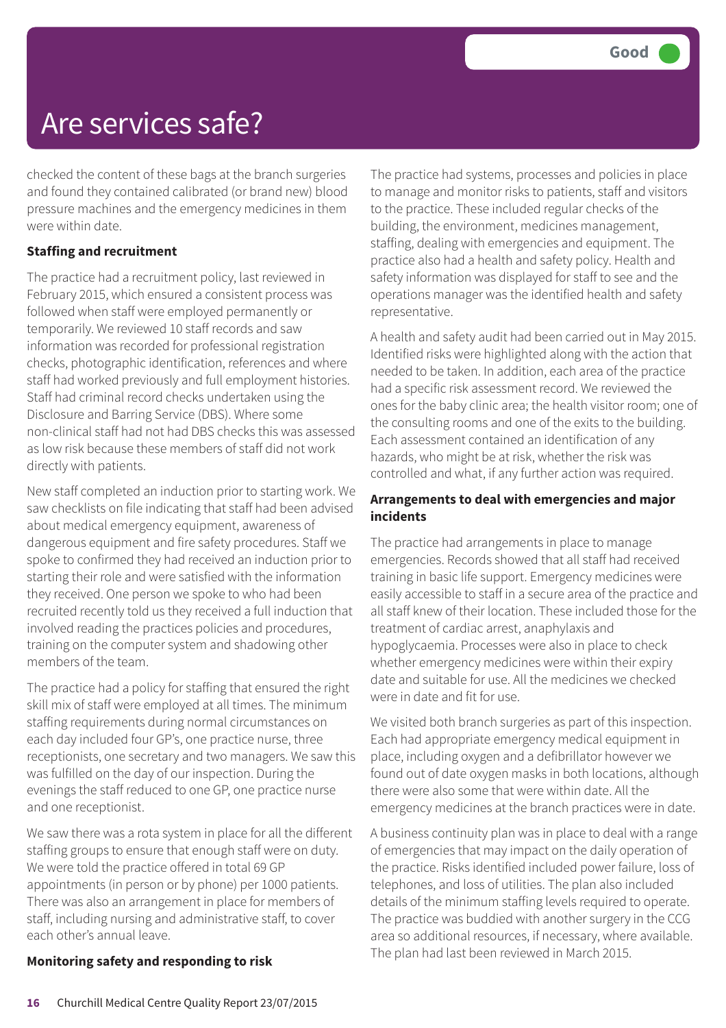# Are services safe?

**Good**

checked the content of these bags at the branch surgeries and found they contained calibrated (or brand new) blood pressure machines and the emergency medicines in them were within date.

**Staffing and recruitment**

The practice had a recruitment policy, last reviewed in February 2015, which ensured a consistent process was followed when staff were employed permanently or temporarily. We reviewed 10 staff records and saw information was recorded for professional registration checks, photographic identification, references and where staff had worked previously and full employment histories. Staff had criminal record checks undertaken using the Disclosure and Barring Service (DBS). Where some non-clinical staff had not had DBS checks this was assessed as low risk because these members of staff did not work directly with patients.

New staff completed an induction prior to starting work. We saw checklists on file indicating that staff had been advised about medical emergency equipment, awareness of dangerous equipment and fire safety procedures. Staff we spoke to confirmed they had received an induction prior to starting their role and were satisfied with the information they received. One person we spoke to who had been recruited recently told us they received a full induction that involved reading the practices policies and procedures, training on the computer system and shadowing other members of the team.

The practice had a policy for staffing that ensured the right skill mix of staff were employed at all times. The minimum staffing requirements during normal circumstances on each day included four GP's, one practice nurse, three receptionists, one secretary and two managers. We saw this was fulfilled on the day of our inspection. During the evenings the staff reduced to one GP, one practice nurse and one receptionist.

We saw there was a rota system in place for all the different staffing groups to ensure that enough staff were on duty. We were told the practice offered in total 69 GP appointments (in person or by phone) per 1000 patients. There was also an arrangement in place for members of staff, including nursing and administrative staff, to cover each other's annual leave.

**Monitoring safety and responding to risk**

The practice had systems, processes and policies in place to manage and monitor risks to patients, staff and visitors to the practice. These included regular checks of the building, the environment, medicines management, staffing, dealing with emergencies and equipment. The practice also had a health and safety policy. Health and safety information was displayed for staff to see and the operations manager was the identified health and safety representative.

A health and safety audit had been carried out in May 2015. Identified risks were highlighted along with the action that needed to be taken. In addition, each area of the practice had a specific risk assessment record. We reviewed the ones for the baby clinic area; the health visitor room; one of the consulting rooms and one of the exits to the building. Each assessment contained an identification of any hazards, who might be at risk, whether the risk was controlled and what, if any further action was required.

**Arrangements to deal with emergencies and major incidents**

The practice had arrangements in place to manage emergencies. Records showed that all staff had received training in basic life support. Emergency medicines were easily accessible to staff in a secure area of the practice and all staff knew of their location. These included those for the treatment of cardiac arrest, anaphylaxis and hypoglycaemia. Processes were also in place to check whether emergency medicines were within their expiry date and suitable for use. All the medicines we checked were in date and fit for use.

We visited both branch surgeries as part of this inspection. Each had appropriate emergency medical equipment in place, including oxygen and a defibrillator however we found out of date oxygen masks in both locations, although there were also some that were within date. All the emergency medicines at the branch practices were in date.

A business continuity plan was in place to deal with a range of emergencies that may impact on the daily operation of the practice. Risks identified included power failure, loss of telephones, and loss of utilities. The plan also included details of the minimum staffing levels required to operate. The practice was buddied with another surgery in the CCG area so additional resources, if necessary, where available. The plan had last been reviewed in March 2015.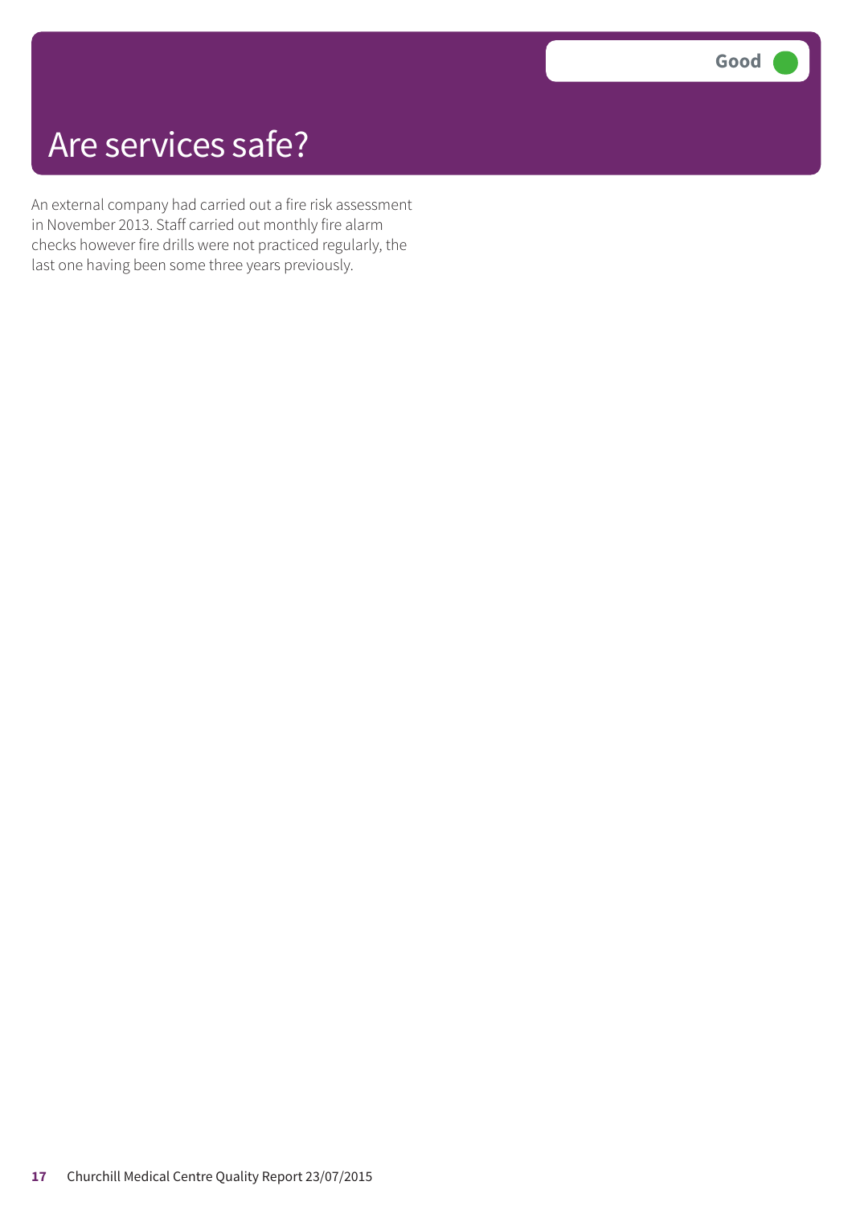# Are services safe?

**Good**

An external company had carried out a fire risk assessment in November 2013. Staff carried out monthly fire alarm checks however fire drills were not practiced regularly, the last one having been some three years previously.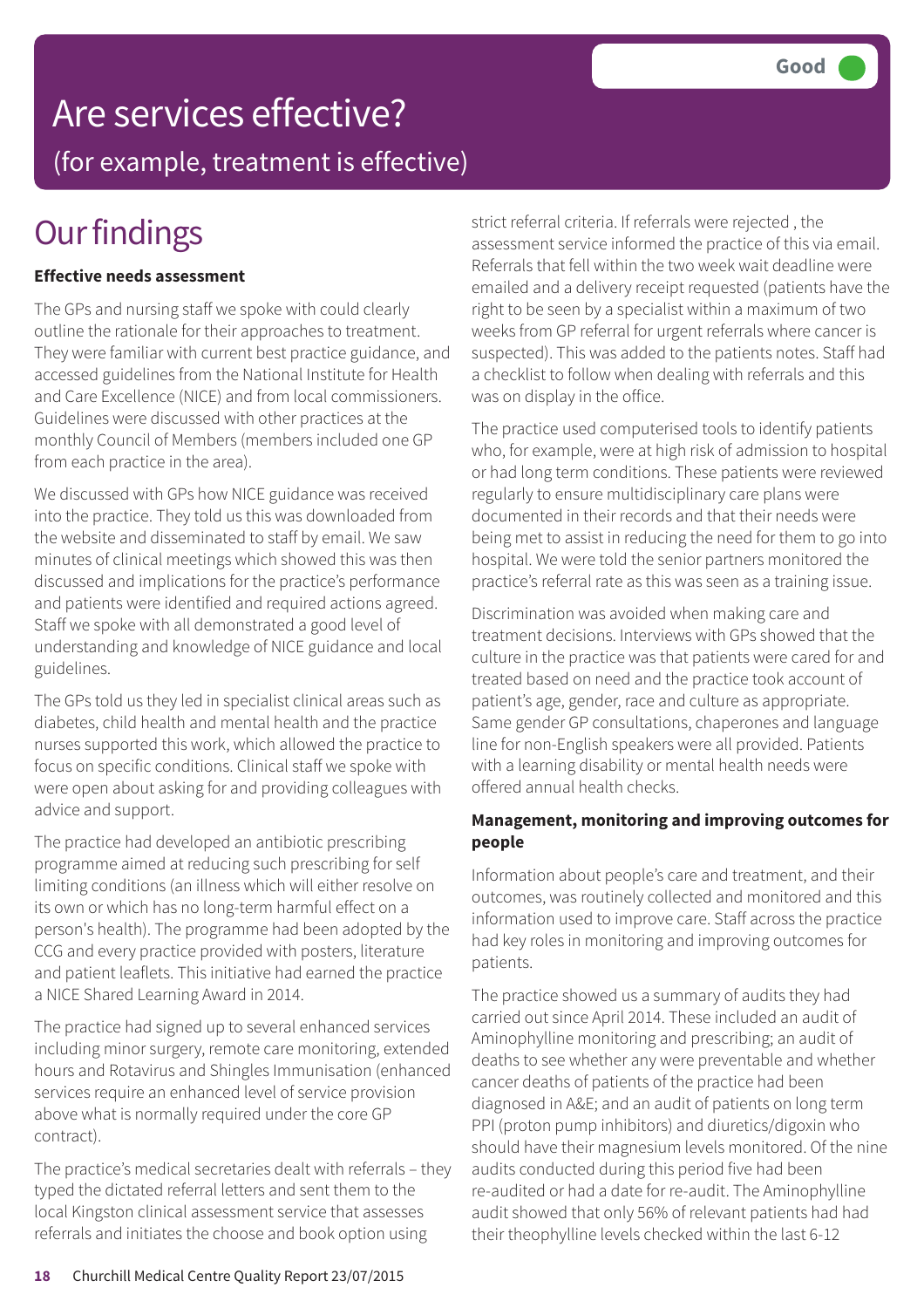Good

# Are services effective?

(for example, treatment is effective)

## Our findings

**Effective needs assessment**

The GPs and nursing staff we spoke with could clearly outline the rationale for their approaches to treatment. They were familiar with current best practice guidance, and accessed guidelines from the National Institute for Health and Care Excellence (NICE) and from local commissioners. Guidelines were discussed with other practices at the monthly Council of Members (members included one GP from each practice in the area).

We discussed with GPs how NICE guidance was received into the practice. They told us this was downloaded from the website and disseminated to staff by email. We saw minutes of clinical meetings which showed this was then discussed and implications for the practice's performance and patients were identified and required actions agreed. Staff we spoke with all demonstrated a good level of understanding and knowledge of NICE guidance and local guidelines.

The GPs told us they led in specialist clinical areas such as diabetes, child health and mental health and the practice nurses supported this work, which allowed the practice to focus on specific conditions. Clinical staff we spoke with were open about asking for and providing colleagues with advice and support.

The practice had developed an antibiotic prescribing programme aimed at reducing such prescribing for self limiting conditions (an illness which will either resolve on its own or which has no long-term harmful effect on a person's health). The programme had been adopted by the CCG and every practice provided with posters, literature and patient leaflets. This initiative had earned the practice a NICE Shared Learning Award in 2014.

The practice had signed up to several enhanced services including minor surgery, remote care monitoring, extended hours and Rotavirus and Shingles Immunisation (enhanced services require an enhanced level of service provision above what is normally required under the core GP contract).

The practice's medical secretaries dealt with referrals – they typed the dictated referral letters and sent them to the local Kingston clinical assessment service that assesses referrals and initiates the choose and book option using strict referral criteria. If referrals were rejected , the assessment service informed the practice of this via email. Referrals that fell within the two week wait deadline were emailed and a delivery receipt requested (patients have the right to be seen by a specialist within a maximum of two weeks from GP referral for urgent referrals where cancer is suspected). This was added to the patients notes. Staff had a checklist to follow when dealing with referrals and this was on display in the office.

The practice used computerised tools to identify patients who, for example, were at high risk of admission to hospital or had long term conditions. These patients were reviewed regularly to ensure multidisciplinary care plans were documented in their records and that their needs were being met to assist in reducing the need for them to go into hospital. We were told the senior partners monitored the practice's referral rate as this was seen as a training issue.

Discrimination was avoided when making care and treatment decisions. Interviews with GPs showed that the culture in the practice was that patients were cared for and treated based on need and the practice took account of patient's age, gender, race and culture as appropriate. Same gender GP consultations, chaperones and language line for non-English speakers were all provided. Patients with a learning disability or mental health needs were offered annual health checks.

**Management, monitoring and improving outcomes for people**

Information about people's care and treatment, and their outcomes, was routinely collected and monitored and this information used to improve care. Staff across the practice had key roles in monitoring and improving outcomes for patients.

The practice showed us a summary of audits they had carried out since April 2014. These included an audit of Aminophylline monitoring and prescribing; an audit of deaths to see whether any were preventable and whether cancer deaths of patients of the practice had been diagnosed in A&E; and an audit of patients on long term PPI (proton pump inhibitors) and diuretics/digoxin who should have their magnesium levels monitored. Of the nine audits conducted during this period five had been re-audited or had a date for re-audit. The Aminophylline audit showed that only 56% of relevant patients had had their theophylline levels checked within the last 6-12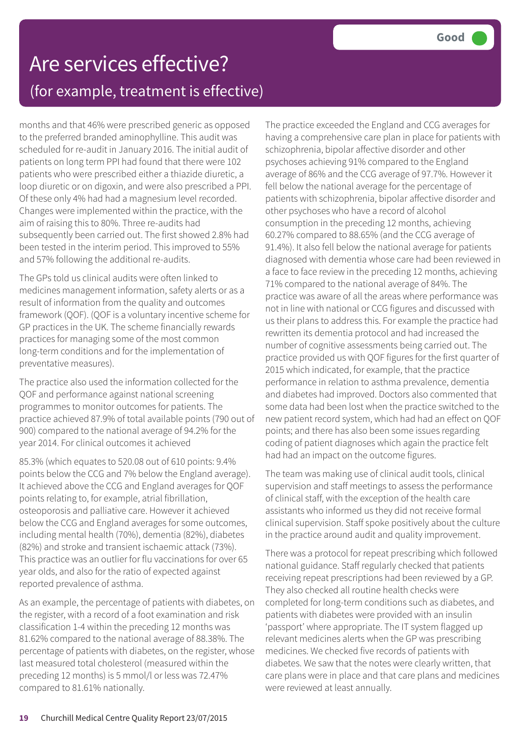# Are services effective?

## (for example, treatment is effective)

**Good**

months and that 46% were prescribed generic as opposed to the preferred branded aminophylline. This audit was scheduled for re-audit in January 2016. The initial audit of patients on long term PPI had found that there were 102 patients who were prescribed either a thiazide diuretic, a loop diuretic or on digoxin, and were also prescribed a PPI. Of these only 4% had had a magnesium level recorded. Changes were implemented within the practice, with the aim of raising this to 80%. Three re-audits had subsequently been carried out. The first showed 2.8% had been tested in the interim period. This improved to 55% and 57% following the additional re-audits.

The GPs told us clinical audits were often linked to medicines management information, safety alerts or as a result of information from the quality and outcomes framework (QOF). (QOF is a voluntary incentive scheme for GP practices in the UK. The scheme financially rewards practices for managing some of the most common long-term conditions and for the implementation of preventative measures).

The practice also used the information collected for the QOF and performance against national screening programmes to monitor outcomes for patients. The practice achieved 87.9% of total available points (790 out of 900) compared to the national average of 94.2% for the year 2014. For clinical outcomes it achieved

85.3% (which equates to 520.08 out of 610 points: 9.4% points below the CCG and 7% below the England average). It achieved above the CCG and England averages for QOF points relating to, for example, atrial fibrillation, osteoporosis and palliative care. However it achieved below the CCG and England averages for some outcomes, including mental health (70%), dementia (82%), diabetes (82%) and stroke and transient ischaemic attack (73%). This practice was an outlier for flu vaccinations for over 65 year olds, and also for the ratio of expected against reported prevalence of asthma.

As an example, the percentage of patients with diabetes, on the register, with a record of a foot examination and risk classification 1-4 within the preceding 12 months was 81.62% compared to the national average of 88.38%. The percentage of patients with diabetes, on the register, whose last measured total cholesterol (measured within the preceding 12 months) is 5 mmol/l or less was 72.47% compared to 81.61% nationally.

The practice exceeded the England and CCG averages for having a comprehensive care plan in place for patients with schizophrenia, bipolar affective disorder and other psychoses achieving 91% compared to the England average of 86% and the CCG average of 97.7%. However it fell below the national average for the percentage of patients with schizophrenia, bipolar affective disorder and other psychoses who have a record of alcohol consumption in the preceding 12 months, achieving 60.27% compared to 88.65% (and the CCG average of 91.4%). It also fell below the national average for patients diagnosed with dementia whose care had been reviewed in a face to face review in the preceding 12 months, achieving 71% compared to the national average of 84%. The practice was aware of all the areas where performance was not in line with national or CCG figures and discussed with us their plans to address this. For example the practice had rewritten its dementia protocol and had increased the number of cognitive assessments being carried out. The practice provided us with QOF figures for the first quarter of 2015 which indicated, for example, that the practice performance in relation to asthma prevalence, dementia and diabetes had improved. Doctors also commented that some data had been lost when the practice switched to the new patient record system, which had had an effect on QOF points; and there has also been some issues regarding coding of patient diagnoses which again the practice felt had had an impact on the outcome figures.

The team was making use of clinical audit tools, clinical supervision and staff meetings to assess the performance of clinical staff, with the exception of the health care assistants who informed us they did not receive formal clinical supervision. Staff spoke positively about the culture in the practice around audit and quality improvement.

There was a protocol for repeat prescribing which followed national guidance. Staff regularly checked that patients receiving repeat prescriptions had been reviewed by a GP. They also checked all routine health checks were completed for long-term conditions such as diabetes, and patients with diabetes were provided with an insulin 'passport' where appropriate. The IT system flagged up relevant medicines alerts when the GP was prescribing medicines. We checked five records of patients with diabetes. We saw that the notes were clearly written, that care plans were in place and that care plans and medicines were reviewed at least annually.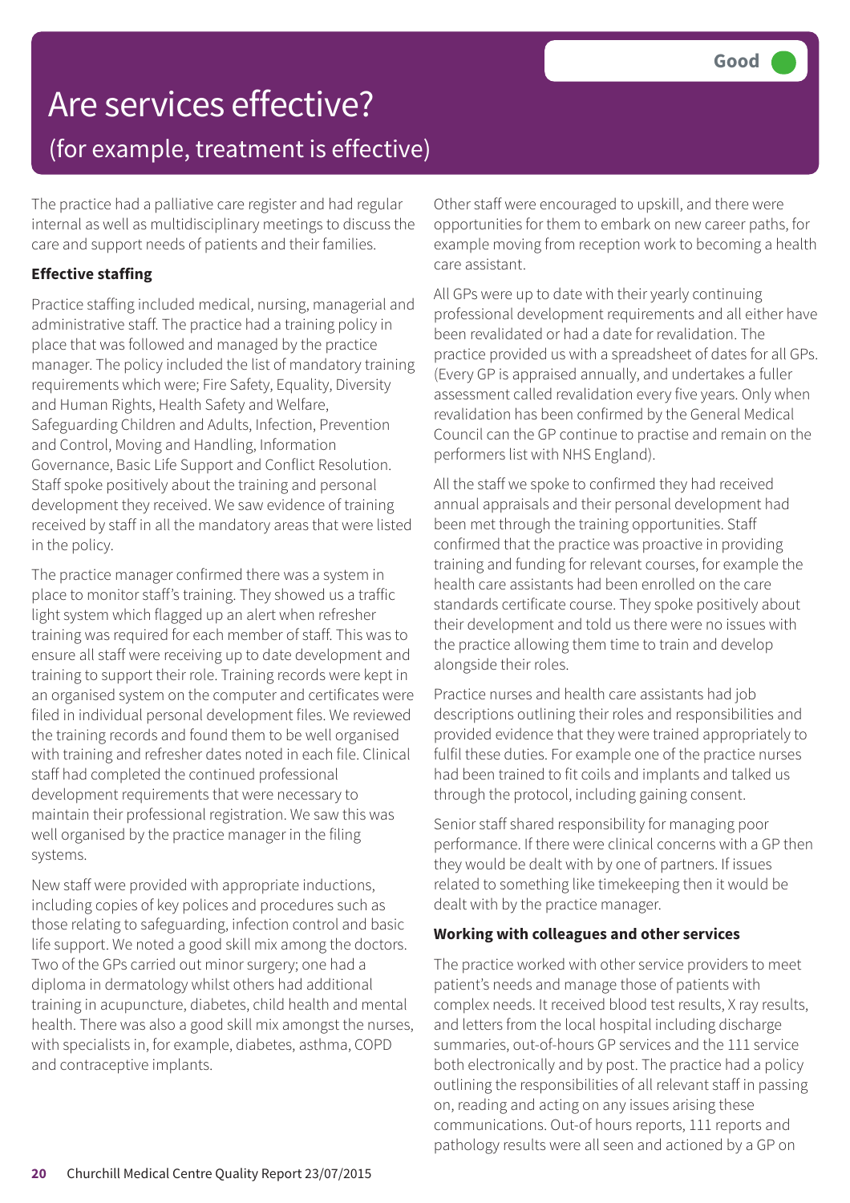# Are services effective?

## (for example, treatment is effective)

Good

The practice had a palliative care register and had regular internal as well as multidisciplinary meetings to discuss the care and support needs of patients and their families.

**Effective staffing**

Practice staffing included medical, nursing, managerial and administrative staff. The practice had a training policy in place that was followed and managed by the practice manager. The policy included the list of mandatory training requirements which were; Fire Safety, Equality, Diversity and Human Rights, Health Safety and Welfare, Safeguarding Children and Adults, Infection, Prevention and Control, Moving and Handling, Information Governance, Basic Life Support and Conflict Resolution. Staff spoke positively about the training and personal development they received. We saw evidence of training received by staff in all the mandatory areas that were listed in the policy.

The practice manager confirmed there was a system in place to monitor staff's training. They showed us a traffic light system which flagged up an alert when refresher training was required for each member of staff. This was to ensure all staff were receiving up to date development and training to support their role. Training records were kept in an organised system on the computer and certificates were filed in individual personal development files. We reviewed the training records and found them to be well organised with training and refresher dates noted in each file. Clinical staff had completed the continued professional development requirements that were necessary to maintain their professional registration. We saw this was well organised by the practice manager in the filing systems.

New staff were provided with appropriate inductions, including copies of key polices and procedures such as those relating to safeguarding, infection control and basic life support. We noted a good skill mix among the doctors. Two of the GPs carried out minor surgery; one had a diploma in dermatology whilst others had additional training in acupuncture, diabetes, child health and mental health. There was also a good skill mix amongst the nurses, with specialists in, for example, diabetes, asthma, COPD and contraceptive implants.

Other staff were encouraged to upskill, and there were opportunities for them to embark on new career paths, for example moving from reception work to becoming a health care assistant.

All GPs were up to date with their yearly continuing professional development requirements and all either have been revalidated or had a date for revalidation. The practice provided us with a spreadsheet of dates for all GPs. (Every GP is appraised annually, and undertakes a fuller assessment called revalidation every five years. Only when revalidation has been confirmed by the General Medical Council can the GP continue to practise and remain on the performers list with NHS England).

All the staff we spoke to confirmed they had received annual appraisals and their personal development had been met through the training opportunities. Staff confirmed that the practice was proactive in providing training and funding for relevant courses, for example the health care assistants had been enrolled on the care standards certificate course. They spoke positively about their development and told us there were no issues with the practice allowing them time to train and develop alongside their roles.

Practice nurses and health care assistants had job descriptions outlining their roles and responsibilities and provided evidence that they were trained appropriately to fulfil these duties. For example one of the practice nurses had been trained to fit coils and implants and talked us through the protocol, including gaining consent.

Senior staff shared responsibility for managing poor performance. If there were clinical concerns with a GP then they would be dealt with by one of partners. If issues related to something like timekeeping then it would be dealt with by the practice manager.

**Working with colleagues and other services**

The practice worked with other service providers to meet patient's needs and manage those of patients with complex needs. It received blood test results, X ray results, and letters from the local hospital including discharge summaries, out-of-hours GP services and the 111 service both electronically and by post. The practice had a policy outlining the responsibilities of all relevant staff in passing on, reading and acting on any issues arising these communications. Out-of hours reports, 111 reports and pathology results were all seen and actioned by a GP on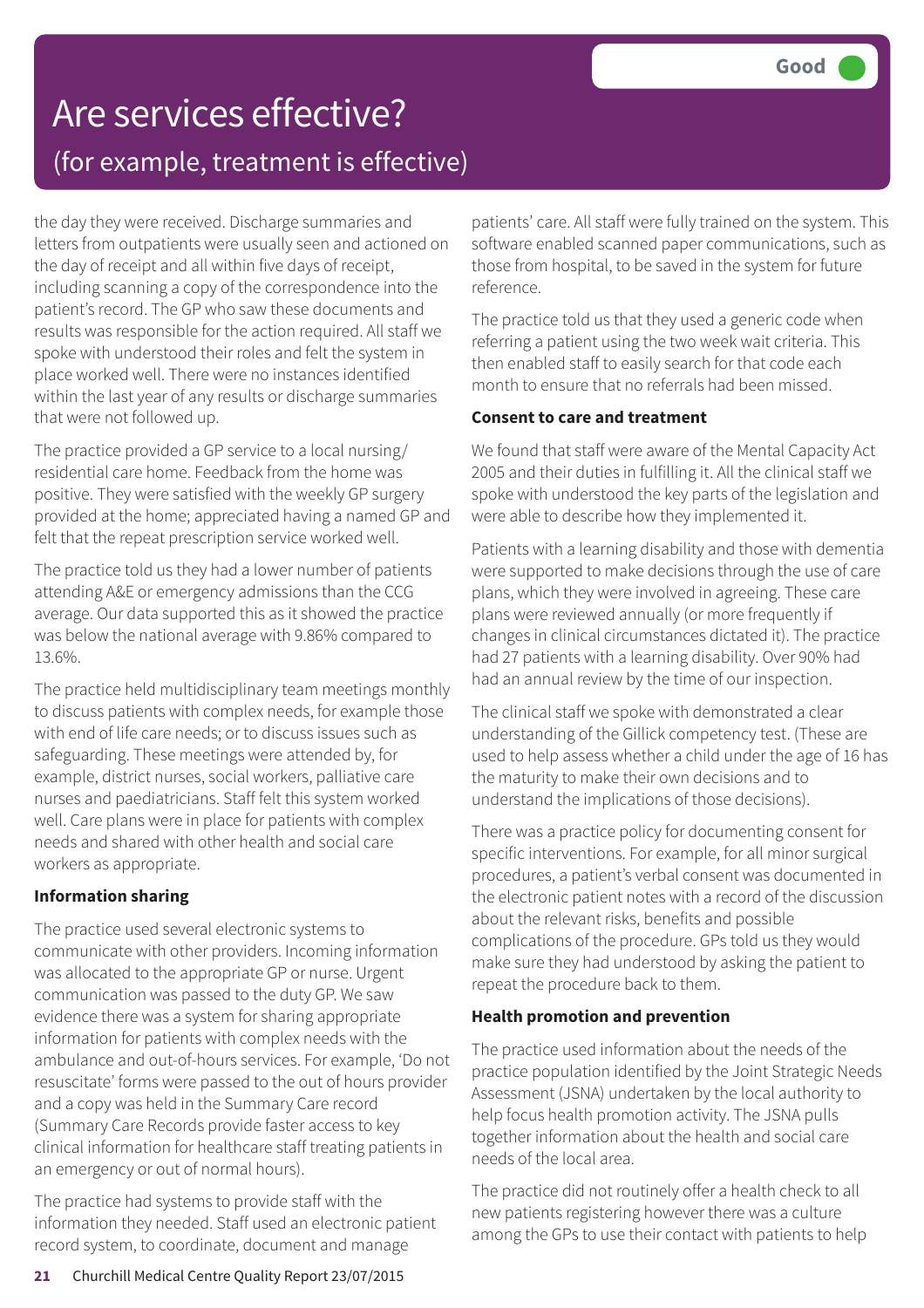# Are services effective?

## (for example, treatment is effective)

**Good**

the day they were received. Discharge summaries and letters from outpatients were usually seen and actioned on the day of receipt and all within five days of receipt, including scanning a copy of the correspondence into the patient's record. The GP who saw these documents and results was responsible for the action required. All staff we spoke with understood their roles and felt the system in place worked well. There were no instances identified within the last year of any results or discharge summaries that were not followed up.

The practice provided a GP service to a local nursing/ residential care home. Feedback from the home was positive. They were satisfied with the weekly GP surgery provided at the home; appreciated having a named GP and felt that the repeat prescription service worked well.

The practice told us they had a lower number of patients attending A&E or emergency admissions than the CCG average. Our data supported this as it showed the practice was below the national average with 9.86% compared to 13.6%.

The practice held multidisciplinary team meetings monthly to discuss patients with complex needs, for example those with end of life care needs; or to discuss issues such as safeguarding. These meetings were attended by, for example, district nurses, social workers, palliative care nurses and paediatricians. Staff felt this system worked well. Care plans were in place for patients with complex needs and shared with other health and social care workers as appropriate.

**Information sharing**

The practice used several electronic systems to communicate with other providers. Incoming information was allocated to the appropriate GP or nurse. Urgent communication was passed to the duty GP. We saw evidence there was a system for sharing appropriate information for patients with complex needs with the ambulance and out-of-hours services. For example, 'Do not resuscitate' forms were passed to the out of hours provider and a copy was held in the Summary Care record (Summary Care Records provide faster access to key clinical information for healthcare staff treating patients in an emergency or out of normal hours).

The practice had systems to provide staff with the information they needed. Staff used an electronic patient record system, to coordinate, document and manage patients' care. All staff were fully trained on the system. This software enabled scanned paper communications, such as those from hospital, to be saved in the system for future reference.

The practice told us that they used a generic code when referring a patient using the two week wait criteria. This then enabled staff to easily search for that code each month to ensure that no referrals had been missed.

**Consent to care and treatment**

We found that staff were aware of the Mental Capacity Act 2005 and their duties in fulfilling it. All the clinical staff we spoke with understood the key parts of the legislation and were able to describe how they implemented it.

Patients with a learning disability and those with dementia were supported to make decisions through the use of care plans, which they were involved in agreeing. These care plans were reviewed annually (or more frequently if changes in clinical circumstances dictated it). The practice had 27 patients with a learning disability. Over 90% had had an annual review by the time of our inspection.

The clinical staff we spoke with demonstrated a clear understanding of the Gillick competency test. (These are used to help assess whether a child under the age of 16 has the maturity to make their own decisions and to understand the implications of those decisions).

There was a practice policy for documenting consent for specific interventions. For example, for all minor surgical procedures, a patient's verbal consent was documented in the electronic patient notes with a record of the discussion about the relevant risks, benefits and possible complications of the procedure. GPs told us they would make sure they had understood by asking the patient to repeat the procedure back to them.

**Health promotion and prevention**

The practice used information about the needs of the practice population identified by the Joint Strategic Needs Assessment (JSNA) undertaken by the local authority to help focus health promotion activity. The JSNA pulls together information about the health and social care needs of the local area.

The practice did not routinely offer a health check to all new patients registering however there was a culture among the GPs to use their contact with patients to help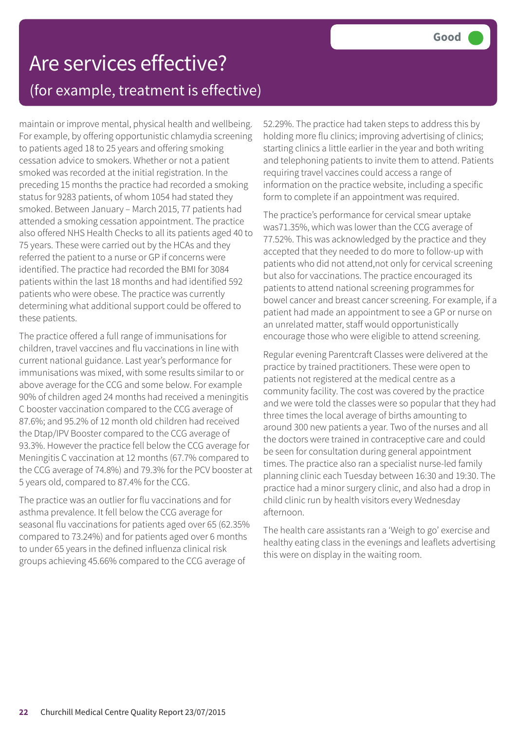# Are services effective?

## (for example, treatment is effective)

**Good**

maintain or improve mental, physical health and wellbeing. For example, by offering opportunistic chlamydia screening to patients aged 18 to 25 years and offering smoking cessation advice to smokers. Whether or not a patient smoked was recorded at the initial registration. In the preceding 15 months the practice had recorded a smoking status for 9283 patients, of whom 1054 had stated they smoked. Between January – March 2015, 77 patients had attended a smoking cessation appointment. The practice also offered NHS Health Checks to all its patients aged 40 to 75 years. These were carried out by the HCAs and they referred the patient to a nurse or GP if concerns were identified. The practice had recorded the BMI for 3084 patients within the last 18 months and had identified 592 patients who were obese. The practice was currently determining what additional support could be offered to these patients.

The practice offered a full range of immunisations for children, travel vaccines and flu vaccinations in line with current national guidance. Last year's performance for immunisations was mixed, with some results similar to or above average for the CCG and some below. For example 90% of children aged 24 months had received a meningitis C booster vaccination compared to the CCG average of 87.6%; and 95.2% of 12 month old children had received the Dtap/IPV Booster compared to the CCG average of 93.3%. However the practice fell below the CCG average for Meningitis C vaccination at 12 months (67.7% compared to the CCG average of 74.8%) and 79.3% for the PCV booster at 5 years old, compared to 87.4% for the CCG.

The practice was an outlier for flu vaccinations and for asthma prevalence. It fell below the CCG average for seasonal flu vaccinations for patients aged over 65 (62.35% compared to 73.24%) and for patients aged over 6 months to under 65 years in the defined influenza clinical risk groups achieving 45.66% compared to the CCG average of 52.29%. The practice had taken steps to address this by holding more flu clinics; improving advertising of clinics; starting clinics a little earlier in the year and both writing and telephoning patients to invite them to attend. Patients requiring travel vaccines could access a range of information on the practice website, including a specific form to complete if an appointment was required.

The practice's performance for cervical smear uptake was71.35%, which was lower than the CCG average of 77.52%. This was acknowledged by the practice and they accepted that they needed to do more to follow-up with patients who did not attend,not only for cervical screening but also for vaccinations. The practice encouraged its patients to attend national screening programmes for bowel cancer and breast cancer screening. For example, if a patient had made an appointment to see a GP or nurse on an unrelated matter, staff would opportunistically encourage those who were eligible to attend screening.

Regular evening Parentcraft Classes were delivered at the practice by trained practitioners. These were open to patients not registered at the medical centre as a community facility. The cost was covered by the practice and we were told the classes were so popular that they had three times the local average of births amounting to around 300 new patients a year. Two of the nurses and all the doctors were trained in contraceptive care and could be seen for consultation during general appointment times. The practice also ran a specialist nurse-led family planning clinic each Tuesday between 16:30 and 19:30. The practice had a minor surgery clinic, and also had a drop in child clinic run by health visitors every Wednesday afternoon.

The health care assistants ran a 'Weigh to go' exercise and healthy eating class in the evenings and leaflets advertising this were on display in the waiting room.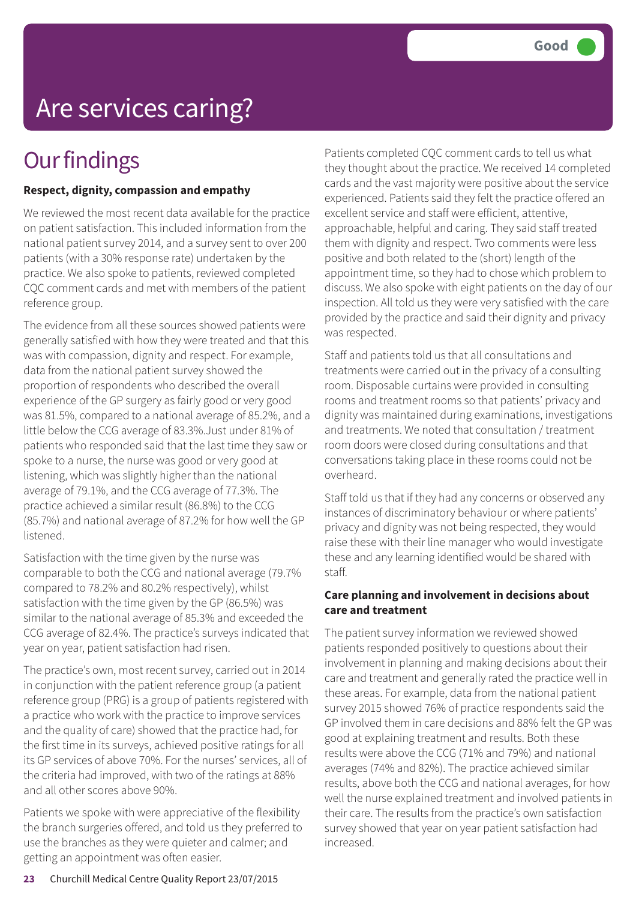Good

# Are services caring?

## Our findings

**Respect, dignity, compassion and empathy**

We reviewed the most recent data available for the practice on patient satisfaction. This included information from the national patient survey 2014, and a survey sent to over 200 patients (with a 30% response rate) undertaken by the practice. We also spoke to patients, reviewed completed CQC comment cards and met with members of the patient reference group.

The evidence from all these sources showed patients were generally satisfied with how they were treated and that this was with compassion, dignity and respect. For example, data from the national patient survey showed the proportion of respondents who described the overall experience of the GP surgery as fairly good or very good was 81.5%, compared to a national average of 85.2%, and a little below the CCG average of 83.3%.Just under 81% of patients who responded said that the last time they saw or spoke to a nurse, the nurse was good or very good at listening, which was slightly higher than the national average of 79.1%, and the CCG average of 77.3%. The practice achieved a similar result (86.8%) to the CCG (85.7%) and national average of 87.2% for how well the GP listened.

Satisfaction with the time given by the nurse was comparable to both the CCG and national average (79.7% compared to 78.2% and 80.2% respectively), whilst satisfaction with the time given by the GP (86.5%) was similar to the national average of 85.3% and exceeded the CCG average of 82.4%. The practice's surveys indicated that year on year, patient satisfaction had risen.

The practice's own, most recent survey, carried out in 2014 in conjunction with the patient reference group (a patient reference group (PRG) is a group of patients registered with a practice who work with the practice to improve services and the quality of care) showed that the practice had, for the first time in its surveys, achieved positive ratings for all its GP services of above 70%. For the nurses' services, all of the criteria had improved, with two of the ratings at 88% and all other scores above 90%.

Patients we spoke with were appreciative of the flexibility the branch surgeries offered, and told us they preferred to use the branches as they were quieter and calmer; and getting an appointment was often easier.

Patients completed CQC comment cards to tell us what they thought about the practice. We received 14 completed cards and the vast majority were positive about the service experienced. Patients said they felt the practice offered an excellent service and staff were efficient, attentive, approachable, helpful and caring. They said staff treated them with dignity and respect. Two comments were less positive and both related to the (short) length of the appointment time, so they had to chose which problem to discuss. We also spoke with eight patients on the day of our inspection. All told us they were very satisfied with the care provided by the practice and said their dignity and privacy was respected.

Staff and patients told us that all consultations and treatments were carried out in the privacy of a consulting room. Disposable curtains were provided in consulting rooms and treatment rooms so that patients' privacy and dignity was maintained during examinations, investigations and treatments. We noted that consultation / treatment room doors were closed during consultations and that conversations taking place in these rooms could not be overheard.

Staff told us that if they had any concerns or observed any instances of discriminatory behaviour or where patients' privacy and dignity was not being respected, they would raise these with their line manager who would investigate these and any learning identified would be shared with staff.

**Care planning and involvement in decisions about care and treatment**

The patient survey information we reviewed showed patients responded positively to questions about their involvement in planning and making decisions about their care and treatment and generally rated the practice well in these areas. For example, data from the national patient survey 2015 showed 76% of practice respondents said the GP involved them in care decisions and 88% felt the GP was good at explaining treatment and results. Both these results were above the CCG (71% and 79%) and national averages (74% and 82%). The practice achieved similar results, above both the CCG and national averages, for how well the nurse explained treatment and involved patients in their care. The results from the practice's own satisfaction survey showed that year on year patient satisfaction had increased.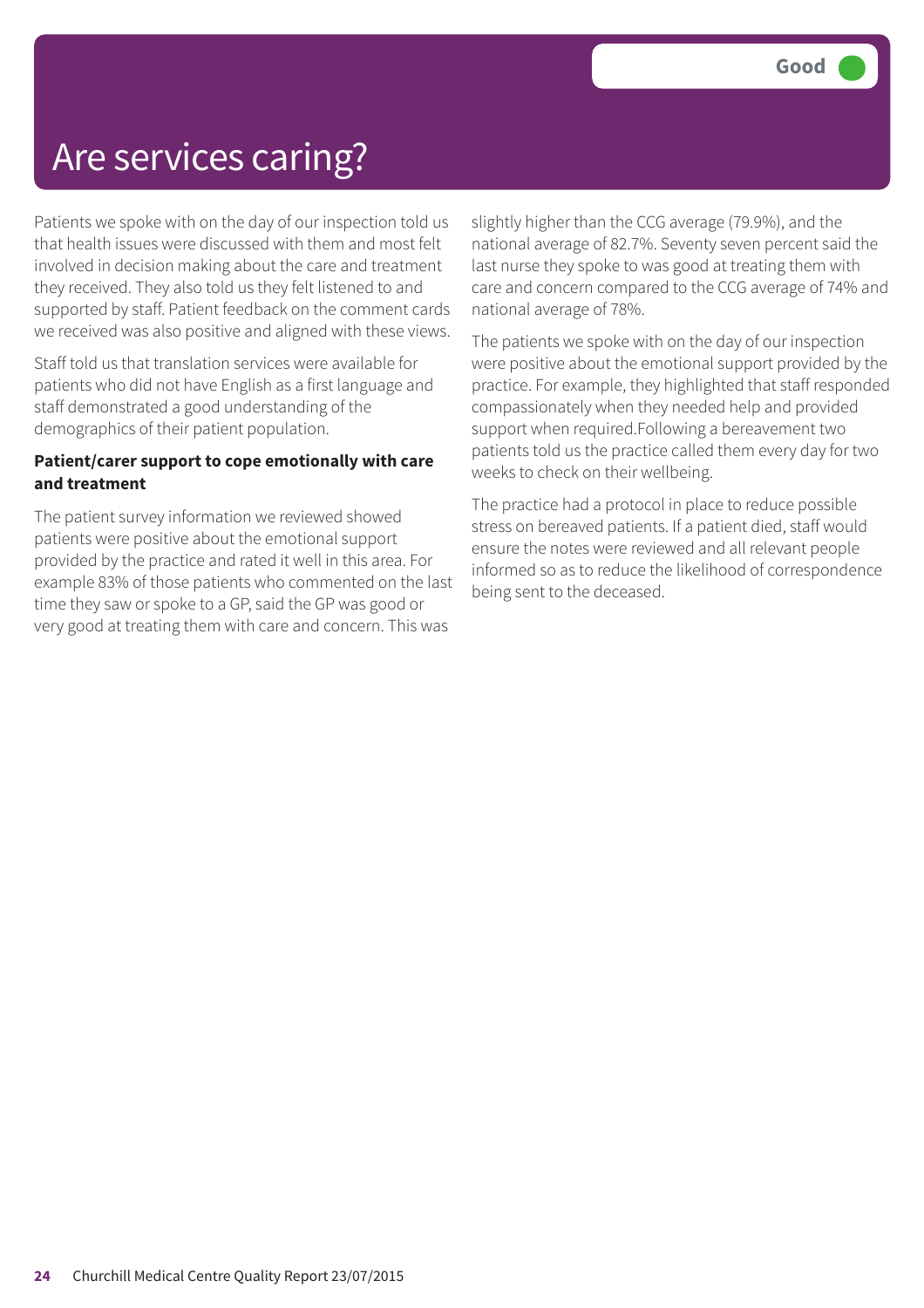# Are services caring?

**Good**

Patients we spoke with on the day of our inspection told us that health issues were discussed with them and most felt involved in decision making about the care and treatment they received. They also told us they felt listened to and supported by staff. Patient feedback on the comment cards we received was also positive and aligned with these views.

Staff told us that translation services were available for patients who did not have English as a first language and staff demonstrated a good understanding of the demographics of their patient population.

**Patient/carer support to cope emotionally with care and treatment**

The patient survey information we reviewed showed patients were positive about the emotional support provided by the practice and rated it well in this area. For example 83% of those patients who commented on the last time they saw or spoke to a GP, said the GP was good or very good at treating them with care and concern. This was slightly higher than the CCG average (79.9%), and the national average of 82.7%. Seventy seven percent said the last nurse they spoke to was good at treating them with care and concern compared to the CCG average of 74% and national average of 78%.

The patients we spoke with on the day of our inspection were positive about the emotional support provided by the practice. For example, they highlighted that staff responded compassionately when they needed help and provided support when required.Following a bereavement two patients told us the practice called them every day for two weeks to check on their wellbeing.

The practice had a protocol in place to reduce possible stress on bereaved patients. If a patient died, staff would ensure the notes were reviewed and all relevant people informed so as to reduce the likelihood of correspondence being sent to the deceased.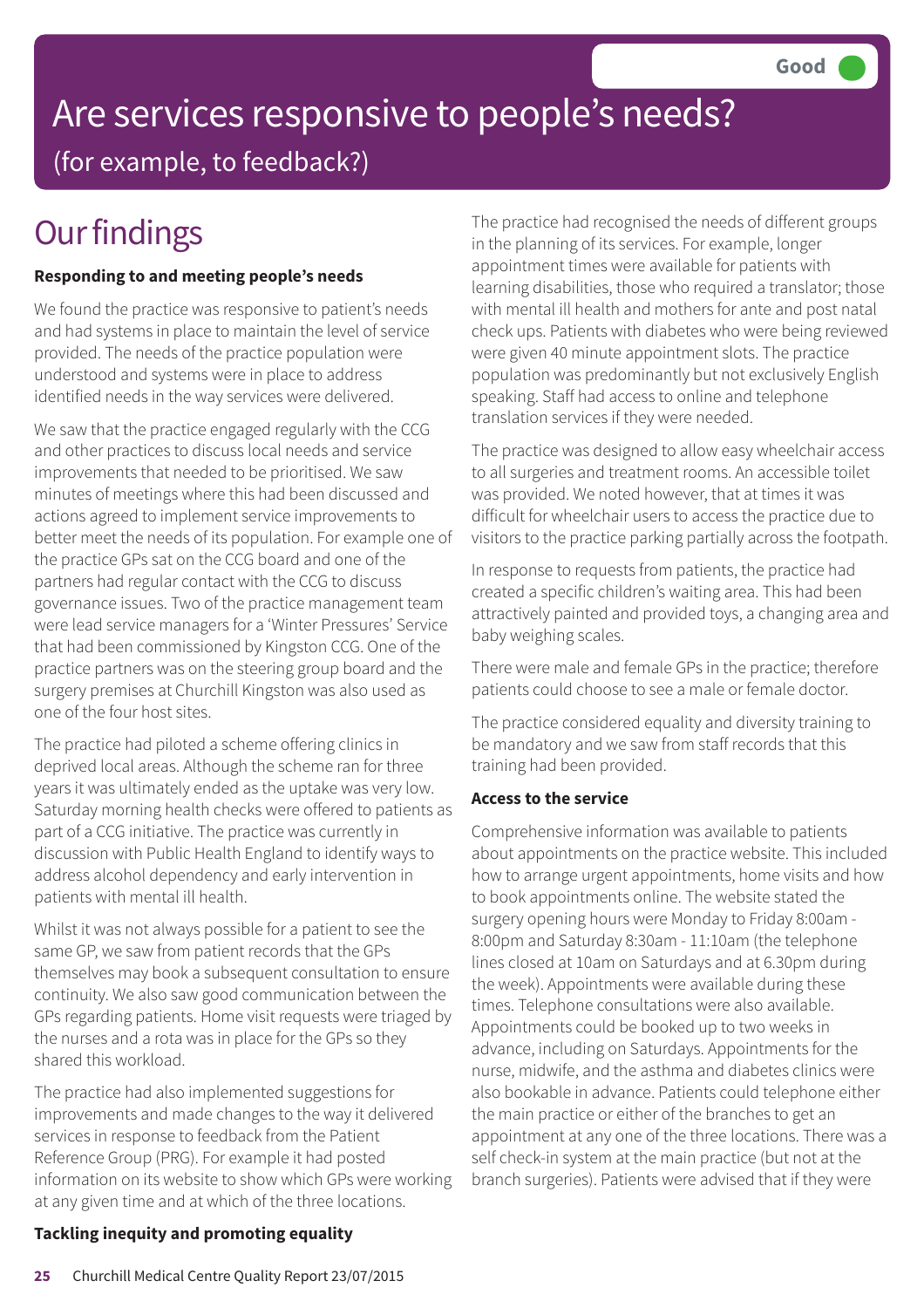Good

# Are services responsive to people's needs?

(for example, to feedback?)

## Our findings

**Responding to and meeting people's needs**

We found the practice was responsive to patient's needs and had systems in place to maintain the level of service provided. The needs of the practice population were understood and systems were in place to address identified needs in the way services were delivered.

We saw that the practice engaged regularly with the CCG and other practices to discuss local needs and service improvements that needed to be prioritised. We saw minutes of meetings where this had been discussed and actions agreed to implement service improvements to better meet the needs of its population. For example one of the practice GPs sat on the CCG board and one of the partners had regular contact with the CCG to discuss governance issues. Two of the practice management team were lead service managers for a 'Winter Pressures' Service that had been commissioned by Kingston CCG. One of the practice partners was on the steering group board and the surgery premises at Churchill Kingston was also used as one of the four host sites.

The practice had piloted a scheme offering clinics in deprived local areas. Although the scheme ran for three years it was ultimately ended as the uptake was very low. Saturday morning health checks were offered to patients as part of a CCG initiative. The practice was currently in discussion with Public Health England to identify ways to address alcohol dependency and early intervention in patients with mental ill health.

Whilst it was not always possible for a patient to see the same GP, we saw from patient records that the GPs themselves may book a subsequent consultation to ensure continuity. We also saw good communication between the GPs regarding patients. Home visit requests were triaged by the nurses and a rota was in place for the GPs so they shared this workload.

The practice had also implemented suggestions for improvements and made changes to the way it delivered services in response to feedback from the Patient Reference Group (PRG). For example it had posted information on its website to show which GPs were working at any given time and at which of the three locations.

**Tackling inequity and promoting equality**

The practice had recognised the needs of different groups in the planning of its services. For example, longer appointment times were available for patients with learning disabilities, those who required a translator; those with mental ill health and mothers for ante and post natal check ups. Patients with diabetes who were being reviewed were given 40 minute appointment slots. The practice population was predominantly but not exclusively English speaking. Staff had access to online and telephone translation services if they were needed.

The practice was designed to allow easy wheelchair access to all surgeries and treatment rooms. An accessible toilet was provided. We noted however, that at times it was difficult for wheelchair users to access the practice due to visitors to the practice parking partially across the footpath.

In response to requests from patients, the practice had created a specific children's waiting area. This had been attractively painted and provided toys, a changing area and baby weighing scales.

There were male and female GPs in the practice; therefore patients could choose to see a male or female doctor.

The practice considered equality and diversity training to be mandatory and we saw from staff records that this training had been provided.

**Access to the service**

Comprehensive information was available to patients about appointments on the practice website. This included how to arrange urgent appointments, home visits and how to book appointments online. The website stated the surgery opening hours were Monday to Friday 8:00am - 8:00pm and Saturday 8:30am - 11:10am (the telephone lines closed at 10am on Saturdays and at 6.30pm during the week). Appointments were available during these times. Telephone consultations were also available. Appointments could be booked up to two weeks in advance, including on Saturdays. Appointments for the nurse, midwife, and the asthma and diabetes clinics were also bookable in advance. Patients could telephone either the main practice or either of the branches to get an appointment at any one of the three locations. There was a self check-in system at the main practice (but not at the branch surgeries). Patients were advised that if they were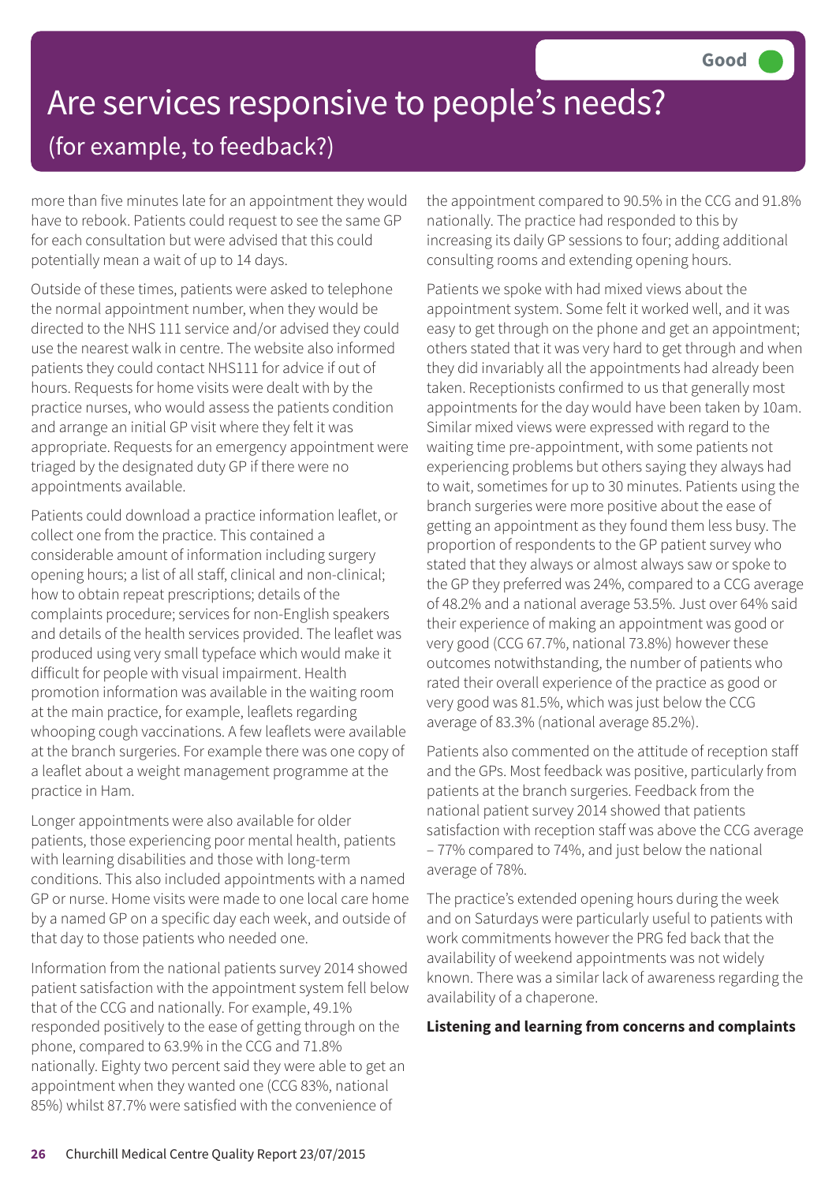# Are services responsive to people's needs?

## (for example, to feedback?)

**Good**

more than five minutes late for an appointment they would have to rebook. Patients could request to see the same GP for each consultation but were advised that this could potentially mean a wait of up to 14 days.

Outside of these times, patients were asked to telephone the normal appointment number, when they would be directed to the NHS 111 service and/or advised they could use the nearest walk in centre. The website also informed patients they could contact NHS111 for advice if out of hours. Requests for home visits were dealt with by the practice nurses, who would assess the patients condition and arrange an initial GP visit where they felt it was appropriate. Requests for an emergency appointment were triaged by the designated duty GP if there were no appointments available.

Patients could download a practice information leaflet, or collect one from the practice. This contained a considerable amount of information including surgery opening hours; a list of all staff, clinical and non-clinical; how to obtain repeat prescriptions; details of the complaints procedure; services for non-English speakers and details of the health services provided. The leaflet was produced using very small typeface which would make it difficult for people with visual impairment. Health promotion information was available in the waiting room at the main practice, for example, leaflets regarding whooping cough vaccinations. A few leaflets were available at the branch surgeries. For example there was one copy of a leaflet about a weight management programme at the practice in Ham.

Longer appointments were also available for older patients, those experiencing poor mental health, patients with learning disabilities and those with long-term conditions. This also included appointments with a named GP or nurse. Home visits were made to one local care home by a named GP on a specific day each week, and outside of that day to those patients who needed one.

Information from the national patients survey 2014 showed patient satisfaction with the appointment system fell below that of the CCG and nationally. For example, 49.1% responded positively to the ease of getting through on the phone, compared to 63.9% in the CCG and 71.8% nationally. Eighty two percent said they were able to get an appointment when they wanted one (CCG 83%, national 85%) whilst 87.7% were satisfied with the convenience of the appointment compared to 90.5% in the CCG and 91.8% nationally. The practice had responded to this by increasing its daily GP sessions to four; adding additional consulting rooms and extending opening hours.

Patients we spoke with had mixed views about the appointment system. Some felt it worked well, and it was easy to get through on the phone and get an appointment; others stated that it was very hard to get through and when they did invariably all the appointments had already been taken. Receptionists confirmed to us that generally most appointments for the day would have been taken by 10am. Similar mixed views were expressed with regard to the waiting time pre-appointment, with some patients not experiencing problems but others saying they always had to wait, sometimes for up to 30 minutes. Patients using the branch surgeries were more positive about the ease of getting an appointment as they found them less busy. The proportion of respondents to the GP patient survey who stated that they always or almost always saw or spoke to the GP they preferred was 24%, compared to a CCG average of 48.2% and a national average 53.5%. Just over 64% said their experience of making an appointment was good or very good (CCG 67.7%, national 73.8%) however these outcomes notwithstanding, the number of patients who rated their overall experience of the practice as good or very good was 81.5%, which was just below the CCG average of 83.3% (national average 85.2%).

Patients also commented on the attitude of reception staff and the GPs. Most feedback was positive, particularly from patients at the branch surgeries. Feedback from the national patient survey 2014 showed that patients satisfaction with reception staff was above the CCG average – 77% compared to 74%, and just below the national average of 78%.

The practice's extended opening hours during the week and on Saturdays were particularly useful to patients with work commitments however the PRG fed back that the availability of weekend appointments was not widely known. There was a similar lack of awareness regarding the availability of a chaperone.

**Listening and learning from concerns and complaints**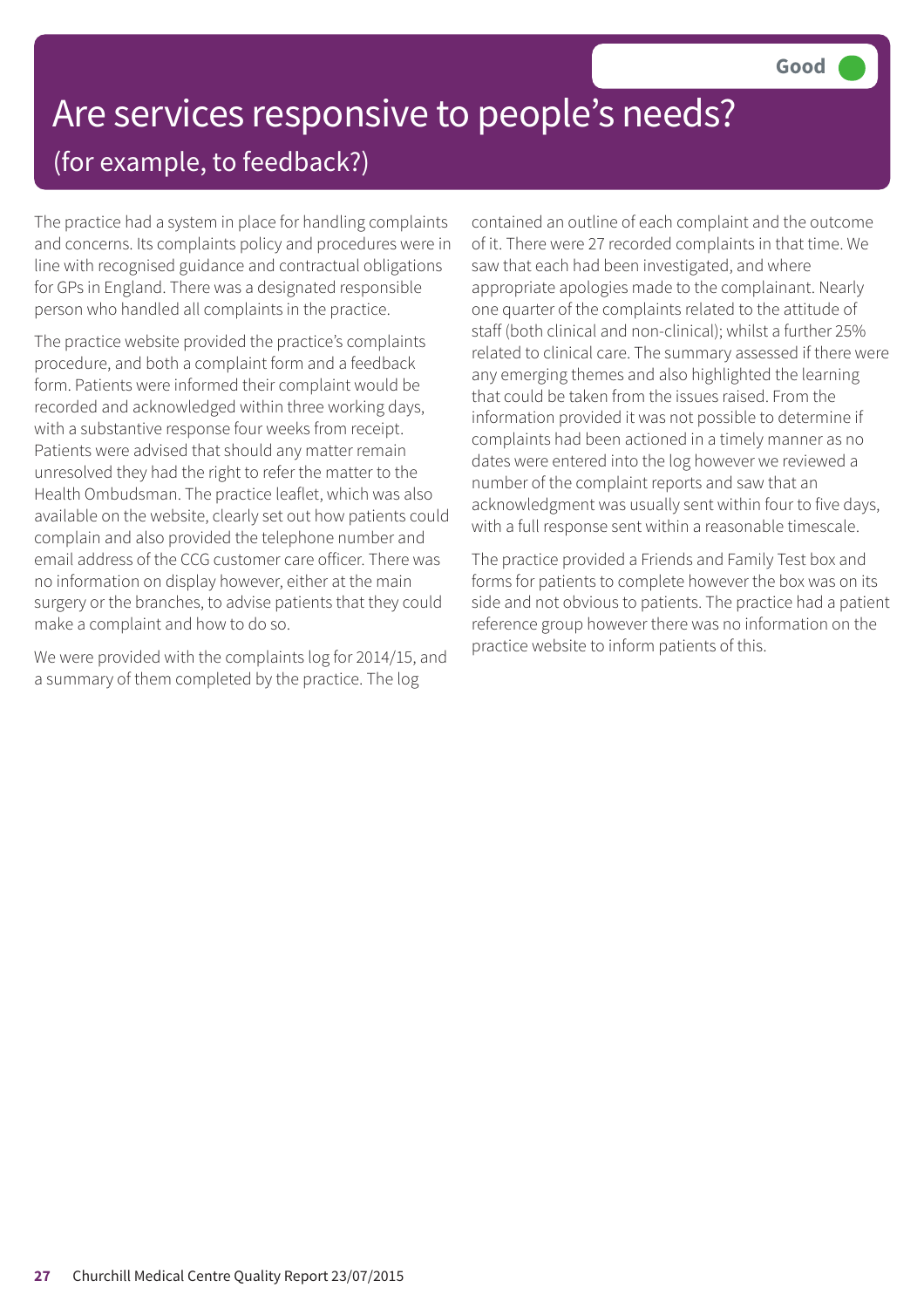# Are services responsive to people's needs?

## (for example, to feedback?)

**Good**

The practice had a system in place for handling complaints and concerns. Its complaints policy and procedures were in line with recognised guidance and contractual obligations for GPs in England. There was a designated responsible person who handled all complaints in the practice.

The practice website provided the practice's complaints procedure, and both a complaint form and a feedback form. Patients were informed their complaint would be recorded and acknowledged within three working days, with a substantive response four weeks from receipt. Patients were advised that should any matter remain unresolved they had the right to refer the matter to the Health Ombudsman. The practice leaflet, which was also available on the website, clearly set out how patients could complain and also provided the telephone number and email address of the CCG customer care officer. There was no information on display however, either at the main surgery or the branches, to advise patients that they could make a complaint and how to do so.

We were provided with the complaints log for 2014/15, and a summary of them completed by the practice. The log contained an outline of each complaint and the outcome of it. There were 27 recorded complaints in that time. We saw that each had been investigated, and where appropriate apologies made to the complainant. Nearly one quarter of the complaints related to the attitude of staff (both clinical and non-clinical); whilst a further 25% related to clinical care. The summary assessed if there were any emerging themes and also highlighted the learning that could be taken from the issues raised. From the information provided it was not possible to determine if complaints had been actioned in a timely manner as no dates were entered into the log however we reviewed a number of the complaint reports and saw that an acknowledgment was usually sent within four to five days, with a full response sent within a reasonable timescale.

The practice provided a Friends and Family Test box and forms for patients to complete however the box was on its side and not obvious to patients. The practice had a patient reference group however there was no information on the practice website to inform patients of this.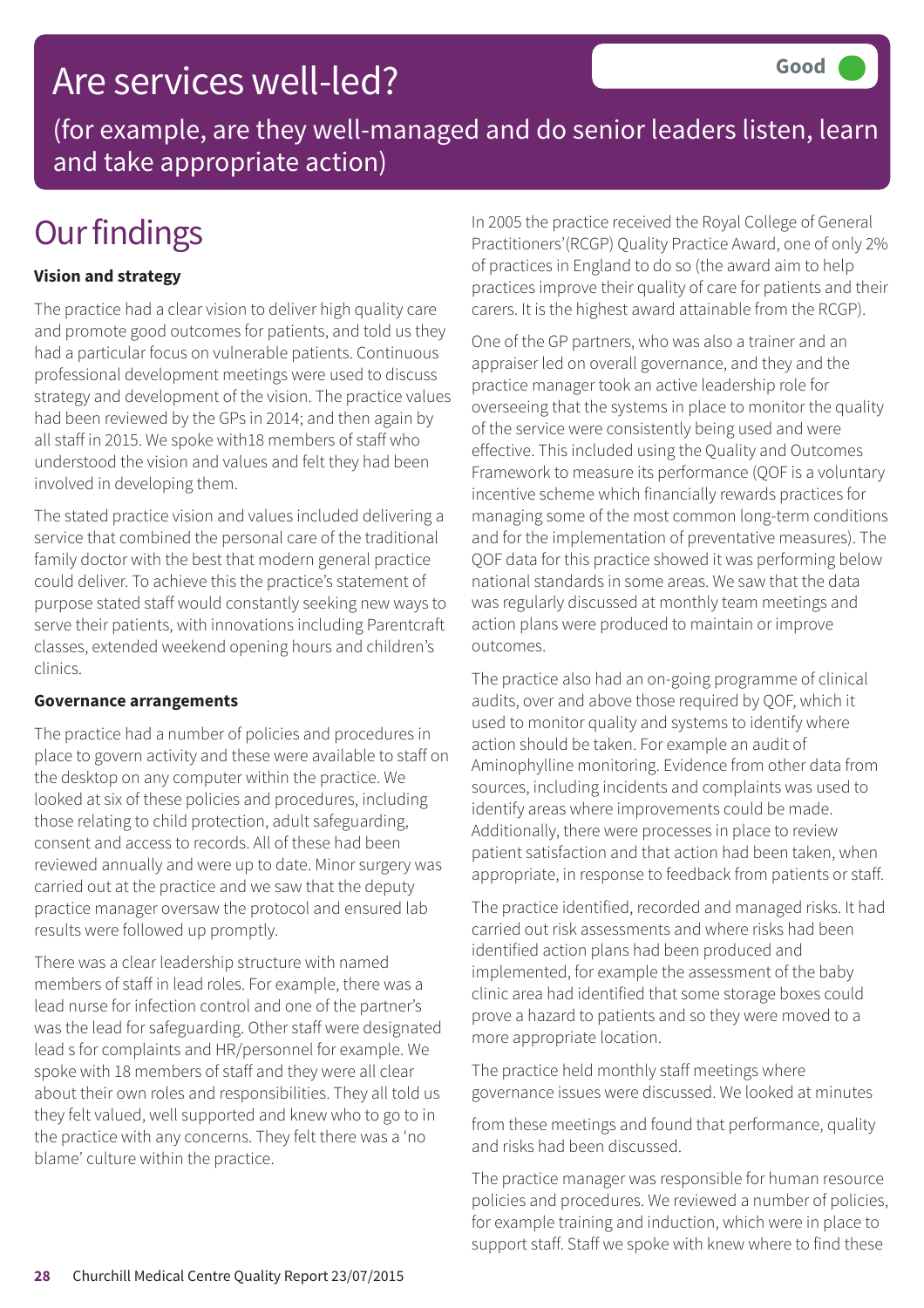# Are services well-led?

Good

(for example, are they well-managed and do senior leaders listen, learn and take appropriate action)

## Our findings

**Vision and strategy**

The practice had a clear vision to deliver high quality care and promote good outcomes for patients, and told us they had a particular focus on vulnerable patients. Continuous professional development meetings were used to discuss strategy and development of the vision. The practice values had been reviewed by the GPs in 2014; and then again by all staff in 2015. We spoke with18 members of staff who understood the vision and values and felt they had been involved in developing them.

The stated practice vision and values included delivering a service that combined the personal care of the traditional family doctor with the best that modern general practice could deliver. To achieve this the practice's statement of purpose stated staff would constantly seeking new ways to serve their patients, with innovations including Parentcraft classes, extended weekend opening hours and children's clinics.

**Governance arrangements**

The practice had a number of policies and procedures in place to govern activity and these were available to staff on the desktop on any computer within the practice. We looked at six of these policies and procedures, including those relating to child protection, adult safeguarding, consent and access to records. All of these had been reviewed annually and were up to date. Minor surgery was carried out at the practice and we saw that the deputy practice manager oversaw the protocol and ensured lab results were followed up promptly.

There was a clear leadership structure with named members of staff in lead roles. For example, there was a lead nurse for infection control and one of the partner's was the lead for safeguarding. Other staff were designated lead s for complaints and HR/personnel for example. We spoke with 18 members of staff and they were all clear about their own roles and responsibilities. They all told us they felt valued, well supported and knew who to go to in the practice with any concerns. They felt there was a 'no blame' culture within the practice.

In 2005 the practice received the Royal College of General Practitioners'(RCGP) Quality Practice Award, one of only 2% of practices in England to do so (the award aim to help practices improve their quality of care for patients and their carers. It is the highest award attainable from the RCGP).

One of the GP partners, who was also a trainer and an appraiser led on overall governance, and they and the practice manager took an active leadership role for overseeing that the systems in place to monitor the quality of the service were consistently being used and were effective. This included using the Quality and Outcomes Framework to measure its performance (QOF is a voluntary incentive scheme which financially rewards practices for managing some of the most common long-term conditions and for the implementation of preventative measures). The QOF data for this practice showed it was performing below national standards in some areas. We saw that the data was regularly discussed at monthly team meetings and action plans were produced to maintain or improve outcomes.

The practice also had an on-going programme of clinical audits, over and above those required by QOF, which it used to monitor quality and systems to identify where action should be taken. For example an audit of Aminophylline monitoring. Evidence from other data from sources, including incidents and complaints was used to identify areas where improvements could be made. Additionally, there were processes in place to review patient satisfaction and that action had been taken, when appropriate, in response to feedback from patients or staff.

The practice identified, recorded and managed risks. It had carried out risk assessments and where risks had been identified action plans had been produced and implemented, for example the assessment of the baby clinic area had identified that some storage boxes could prove a hazard to patients and so they were moved to a more appropriate location.

The practice held monthly staff meetings where governance issues were discussed. We looked at minutes from these meetings and found that performance, quality and risks had been discussed.

The practice manager was responsible for human resource policies and procedures. We reviewed a number of policies, for example training and induction, which were in place to support staff. Staff we spoke with knew where to find these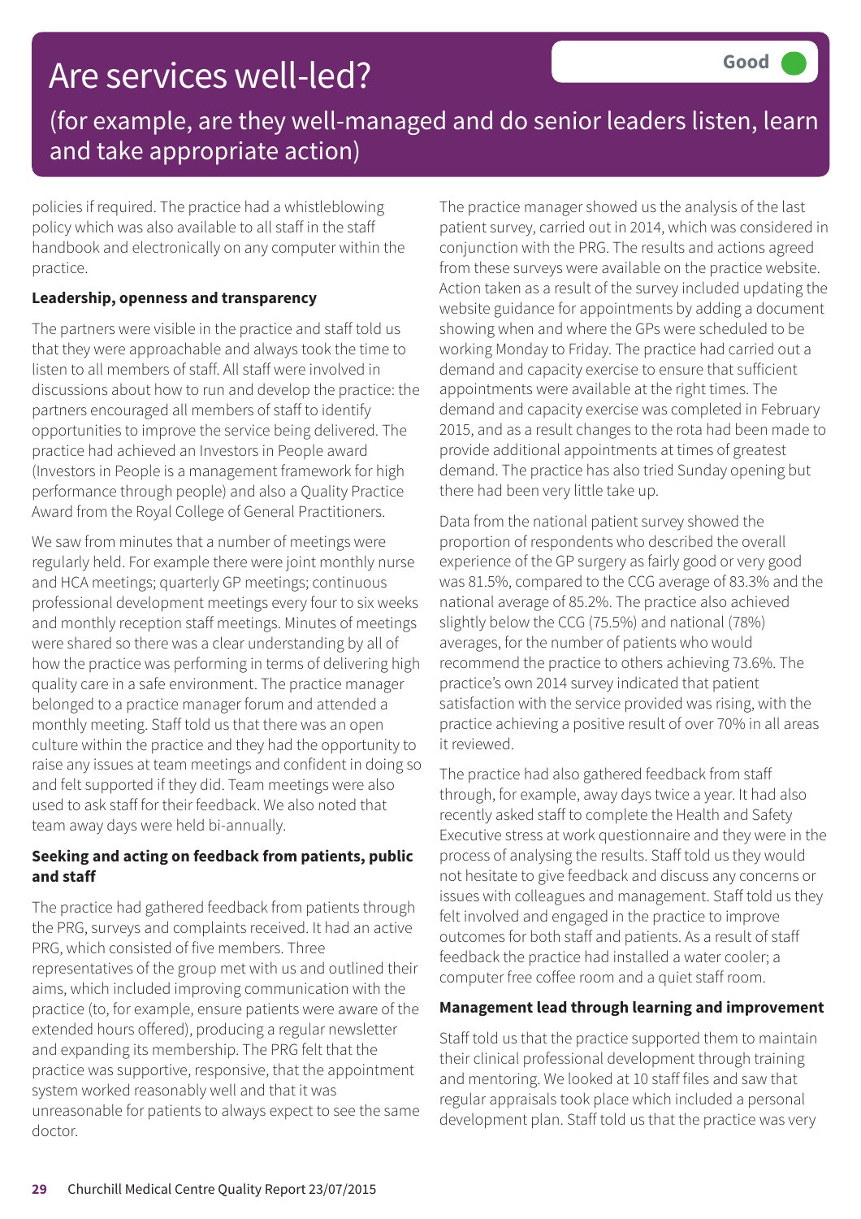# Are services well-led?

Good

(for example, are they well-managed and do senior leaders listen, learn and take appropriate action)

policies if required. The practice had a whistleblowing policy which was also available to all staff in the staff handbook and electronically on any computer within the practice.

**Leadership, openness and transparency**

The partners were visible in the practice and staff told us that they were approachable and always took the time to listen to all members of staff. All staff were involved in discussions about how to run and develop the practice: the partners encouraged all members of staff to identify opportunities to improve the service being delivered. The practice had achieved an Investors in People award (Investors in People is a management framework for high performance through people) and also a Quality Practice Award from the Royal College of General Practitioners.

We saw from minutes that a number of meetings were regularly held. For example there were joint monthly nurse and HCA meetings; quarterly GP meetings; continuous professional development meetings every four to six weeks and monthly reception staff meetings. Minutes of meetings were shared so there was a clear understanding by all of how the practice was performing in terms of delivering high quality care in a safe environment. The practice manager belonged to a practice manager forum and attended a monthly meeting. Staff told us that there was an open culture within the practice and they had the opportunity to raise any issues at team meetings and confident in doing so and felt supported if they did. Team meetings were also used to ask staff for their feedback. We also noted that team away days were held bi-annually.

**Seeking and acting on feedback from patients, public and staff**

The practice had gathered feedback from patients through the PRG, surveys and complaints received. It had an active PRG, which consisted of five members. Three representatives of the group met with us and outlined their aims, which included improving communication with the practice (to, for example, ensure patients were aware of the extended hours offered), producing a regular newsletter and expanding its membership. The PRG felt that the practice was supportive, responsive, that the appointment system worked reasonably well and that it was unreasonable for patients to always expect to see the same doctor.

The practice manager showed us the analysis of the last patient survey, carried out in 2014, which was considered in conjunction with the PRG. The results and actions agreed from these surveys were available on the practice website. Action taken as a result of the survey included updating the website guidance for appointments by adding a document showing when and where the GPs were scheduled to be working Monday to Friday. The practice had carried out a demand and capacity exercise to ensure that sufficient appointments were available at the right times. The demand and capacity exercise was completed in February 2015, and as a result changes to the rota had been made to provide additional appointments at times of greatest demand. The practice has also tried Sunday opening but there had been very little take up.

Data from the national patient survey showed the proportion of respondents who described the overall experience of the GP surgery as fairly good or very good was 81.5%, compared to the CCG average of 83.3% and the national average of 85.2%. The practice also achieved slightly below the CCG (75.5%) and national (78%) averages, for the number of patients who would recommend the practice to others achieving 73.6%. The practice's own 2014 survey indicated that patient satisfaction with the service provided was rising, with the practice achieving a positive result of over 70% in all areas it reviewed.

The practice had also gathered feedback from staff through, for example, away days twice a year. It had also recently asked staff to complete the Health and Safety Executive stress at work questionnaire and they were in the process of analysing the results. Staff told us they would not hesitate to give feedback and discuss any concerns or issues with colleagues and management. Staff told us they felt involved and engaged in the practice to improve outcomes for both staff and patients. As a result of staff feedback the practice had installed a water cooler; a computer free coffee room and a quiet staff room.

**Management lead through learning and improvement**

Staff told us that the practice supported them to maintain their clinical professional development through training and mentoring. We looked at 10 staff files and saw that regular appraisals took place which included a personal development plan. Staff told us that the practice was very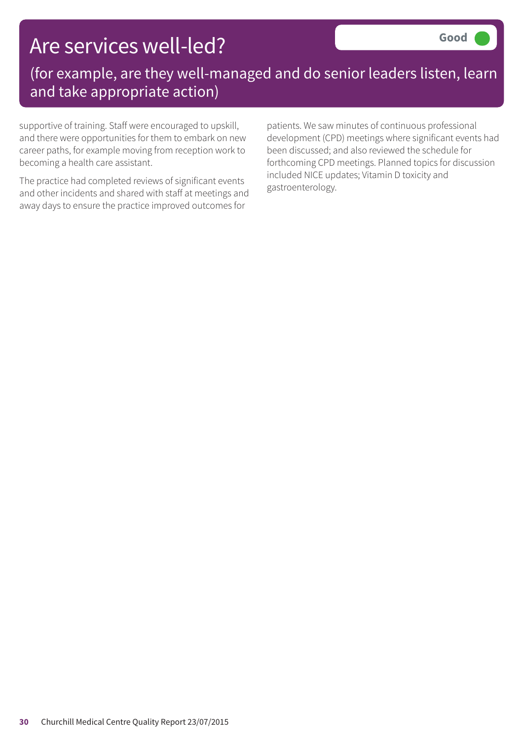# Are services well-led?

**Good**

(for example, are they well-managed and do senior leaders listen, learn and take appropriate action)

supportive of training. Staff were encouraged to upskill, and there were opportunities for them to embark on new career paths, for example moving from reception work to becoming a health care assistant.

The practice had completed reviews of significant events and other incidents and shared with staff at meetings and away days to ensure the practice improved outcomes for patients. We saw minutes of continuous professional development (CPD) meetings where significant events had been discussed; and also reviewed the schedule for forthcoming CPD meetings. Planned topics for discussion included NICE updates; Vitamin D toxicity and gastroenterology.